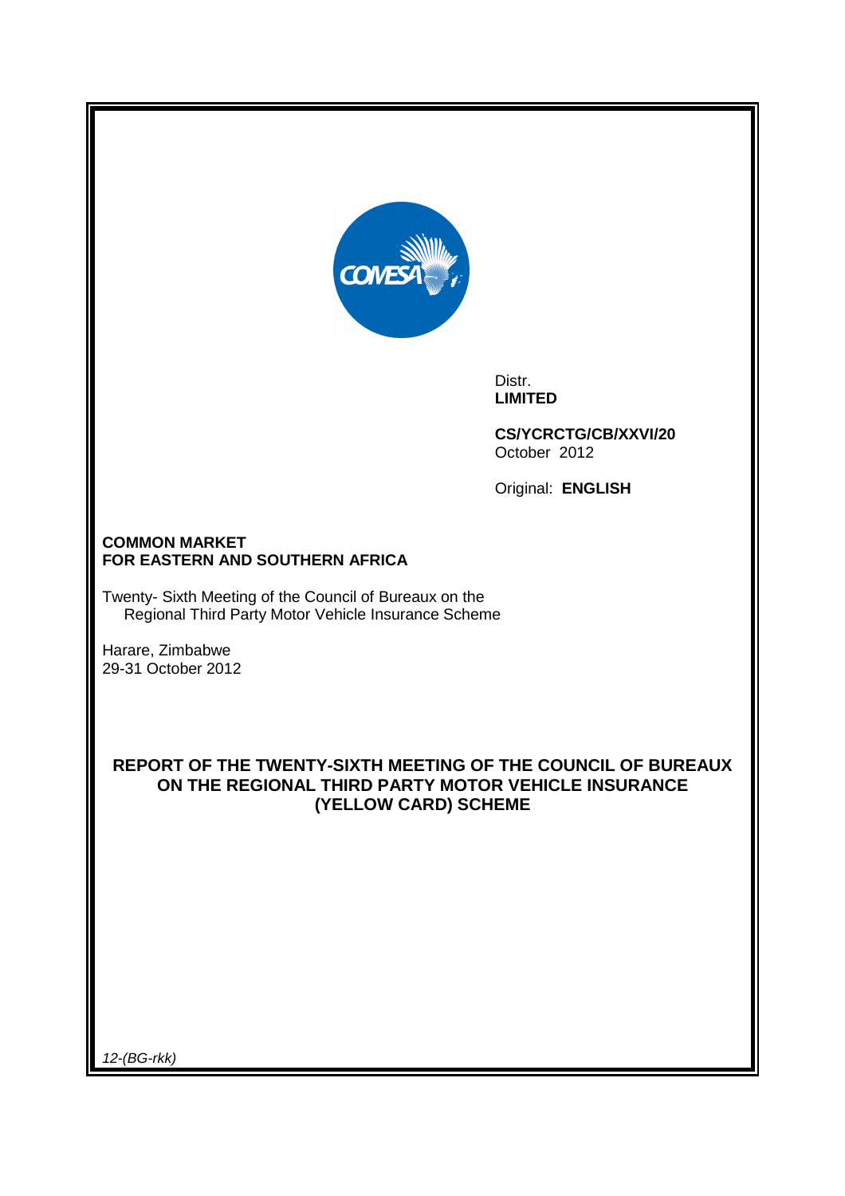Distr.
**LIMITED**

**CS/YCRCTG/CB/XXVI/20**
October 2012

Original: **ENGLISH**

**COMMON MARKET**
**FOR EASTERN AND SOUTHERN AFRICA**

Twenty- Sixth Meeting of the Council of Bureaux on the
Regional Third Party Motor Vehicle Insurance Scheme

Harare, Zimbabwe
29-31 October 2012

# REPORT OF THE TWENTY-SIXTH MEETING OF THE COUNCIL OF BUREAUX ON THE REGIONAL THIRD PARTY MOTOR VEHICLE INSURANCE (YELLOW CARD) SCHEME

*12-(BG-rkk)*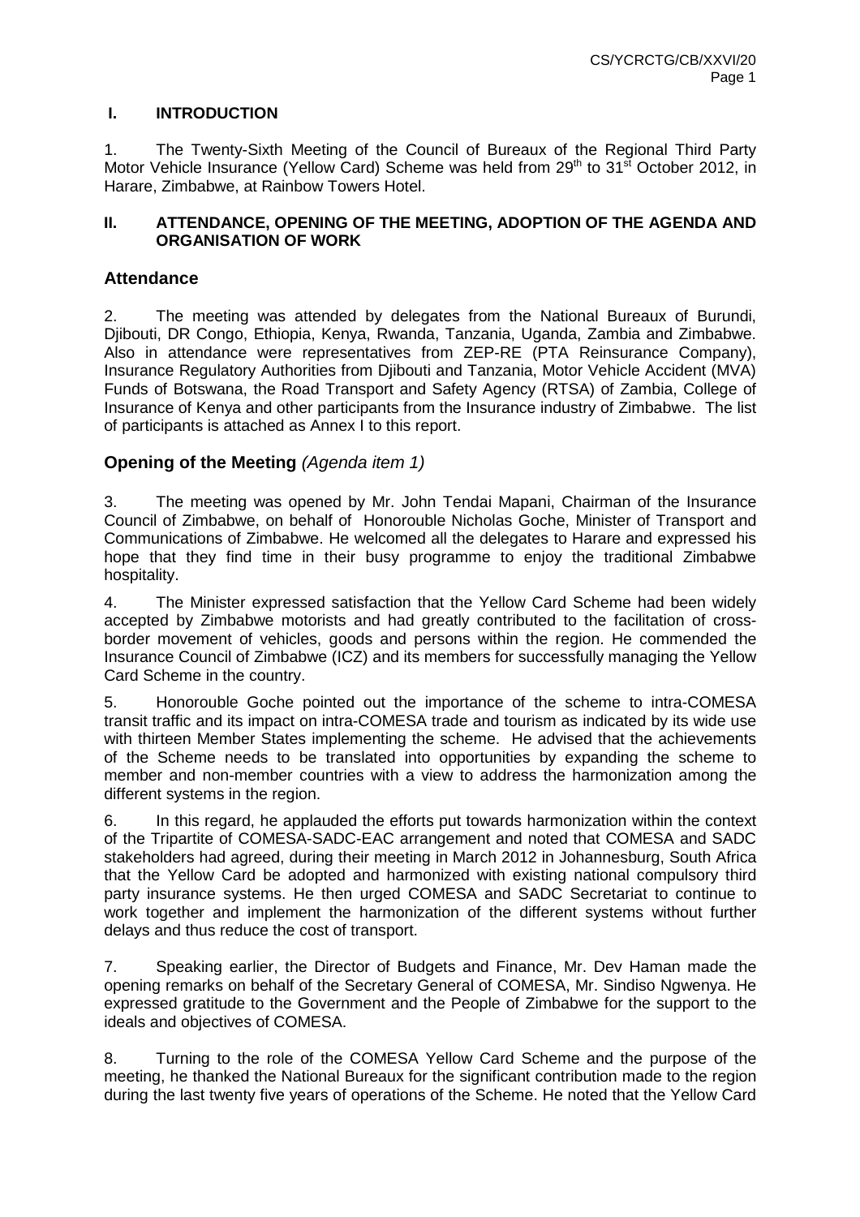## I. INTRODUCTION

1. The Twenty-Sixth Meeting of the Council of Bureaux of the Regional Third Party Motor Vehicle Insurance (Yellow Card) Scheme was held from 29th to 31st October 2012, in Harare, Zimbabwe, at Rainbow Towers Hotel.

## II. ATTENDANCE, OPENING OF THE MEETING, ADOPTION OF THE AGENDA AND ORGANISATION OF WORK

### Attendance

2. The meeting was attended by delegates from the National Bureaux of Burundi, Djibouti, DR Congo, Ethiopia, Kenya, Rwanda, Tanzania, Uganda, Zambia and Zimbabwe. Also in attendance were representatives from ZEP-RE (PTA Reinsurance Company), Insurance Regulatory Authorities from Djibouti and Tanzania, Motor Vehicle Accident (MVA) Funds of Botswana, the Road Transport and Safety Agency (RTSA) of Zambia, College of Insurance of Kenya and other participants from the Insurance industry of Zimbabwe. The list of participants is attached as Annex I to this report.

### Opening of the Meeting *(Agenda item 1)*

3. The meeting was opened by Mr. John Tendai Mapani, Chairman of the Insurance Council of Zimbabwe, on behalf of Honorouble Nicholas Goche, Minister of Transport and Communications of Zimbabwe. He welcomed all the delegates to Harare and expressed his hope that they find time in their busy programme to enjoy the traditional Zimbabwe hospitality.

4. The Minister expressed satisfaction that the Yellow Card Scheme had been widely accepted by Zimbabwe motorists and had greatly contributed to the facilitation of cross-border movement of vehicles, goods and persons within the region. He commended the Insurance Council of Zimbabwe (ICZ) and its members for successfully managing the Yellow Card Scheme in the country.

5. Honorouble Goche pointed out the importance of the scheme to intra-COMESA transit traffic and its impact on intra-COMESA trade and tourism as indicated by its wide use with thirteen Member States implementing the scheme. He advised that the achievements of the Scheme needs to be translated into opportunities by expanding the scheme to member and non-member countries with a view to address the harmonization among the different systems in the region.

6. In this regard, he applauded the efforts put towards harmonization within the context of the Tripartite of COMESA-SADC-EAC arrangement and noted that COMESA and SADC stakeholders had agreed, during their meeting in March 2012 in Johannesburg, South Africa that the Yellow Card be adopted and harmonized with existing national compulsory third party insurance systems. He then urged COMESA and SADC Secretariat to continue to work together and implement the harmonization of the different systems without further delays and thus reduce the cost of transport.

7. Speaking earlier, the Director of Budgets and Finance, Mr. Dev Haman made the opening remarks on behalf of the Secretary General of COMESA, Mr. Sindiso Ngwenya. He expressed gratitude to the Government and the People of Zimbabwe for the support to the ideals and objectives of COMESA.

8. Turning to the role of the COMESA Yellow Card Scheme and the purpose of the meeting, he thanked the National Bureaux for the significant contribution made to the region during the last twenty five years of operations of the Scheme. He noted that the Yellow Card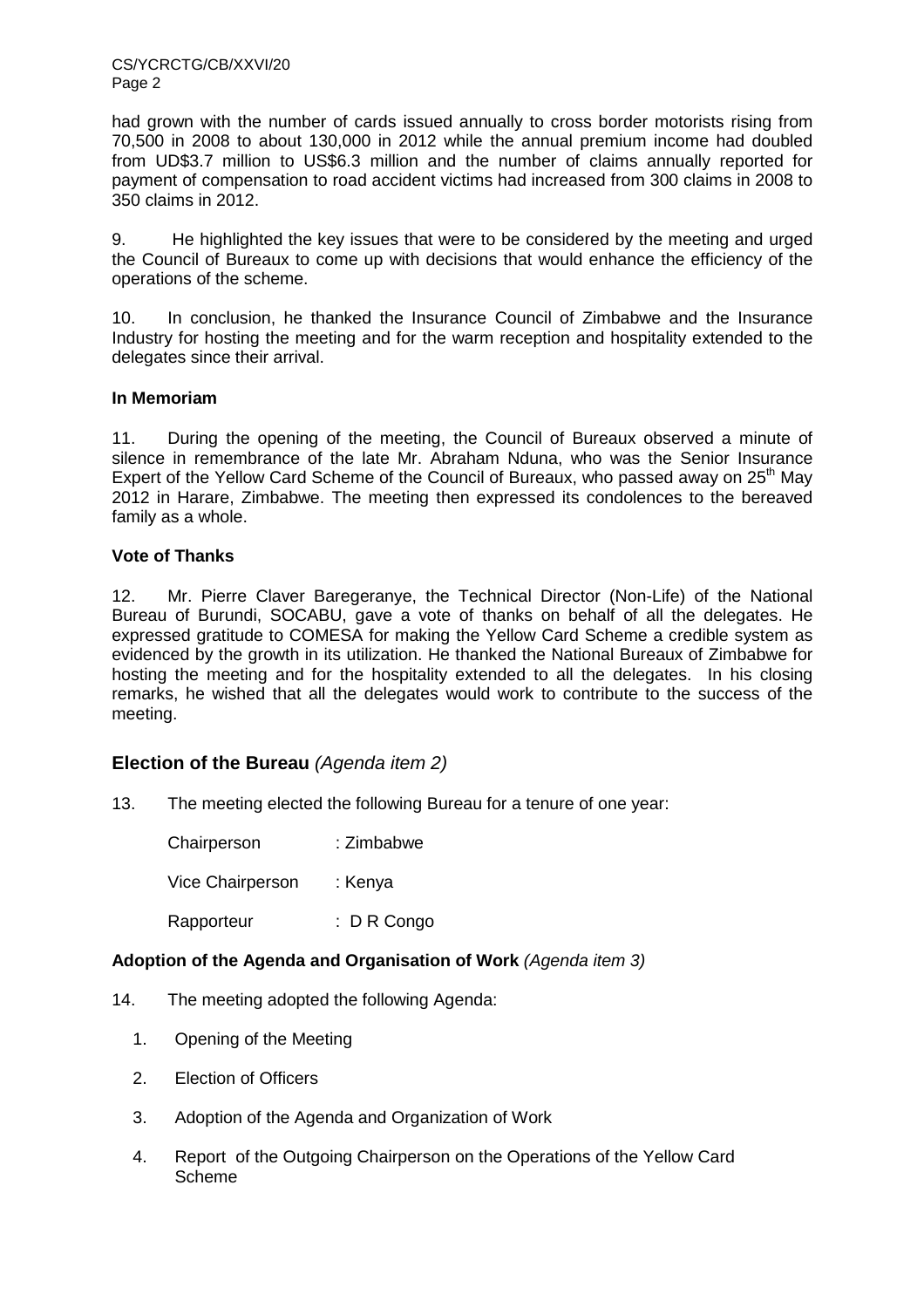had grown with the number of cards issued annually to cross border motorists rising from 70,500 in 2008 to about 130,000 in 2012 while the annual premium income had doubled from UD$3.7 million to US$6.3 million and the number of claims annually reported for payment of compensation to road accident victims had increased from 300 claims in 2008 to 350 claims in 2012.

9. He highlighted the key issues that were to be considered by the meeting and urged the Council of Bureaux to come up with decisions that would enhance the efficiency of the operations of the scheme.

10. In conclusion, he thanked the Insurance Council of Zimbabwe and the Insurance Industry for hosting the meeting and for the warm reception and hospitality extended to the delegates since their arrival.

**In Memoriam**

11. During the opening of the meeting, the Council of Bureaux observed a minute of silence in remembrance of the late Mr. Abraham Nduna, who was the Senior Insurance Expert of the Yellow Card Scheme of the Council of Bureaux, who passed away on 25th May 2012 in Harare, Zimbabwe. The meeting then expressed its condolences to the bereaved family as a whole.

**Vote of Thanks**

12. Mr. Pierre Claver Baregeranye, the Technical Director (Non-Life) of the National Bureau of Burundi, SOCABU, gave a vote of thanks on behalf of all the delegates. He expressed gratitude to COMESA for making the Yellow Card Scheme a credible system as evidenced by the growth in its utilization. He thanked the National Bureaux of Zimbabwe for hosting the meeting and for the hospitality extended to all the delegates. In his closing remarks, he wished that all the delegates would work to contribute to the success of the meeting.

## Election of the Bureau *(Agenda item 2)*

13. The meeting elected the following Bureau for a tenure of one year:

Chairperson : Zimbabwe

Vice Chairperson : Kenya

Rapporteur : D R Congo

**Adoption of the Agenda and Organisation of Work** *(Agenda item 3)*

14. The meeting adopted the following Agenda:

1. Opening of the Meeting
2. Election of Officers
3. Adoption of the Agenda and Organization of Work
4. Report of the Outgoing Chairperson on the Operations of the Yellow Card Scheme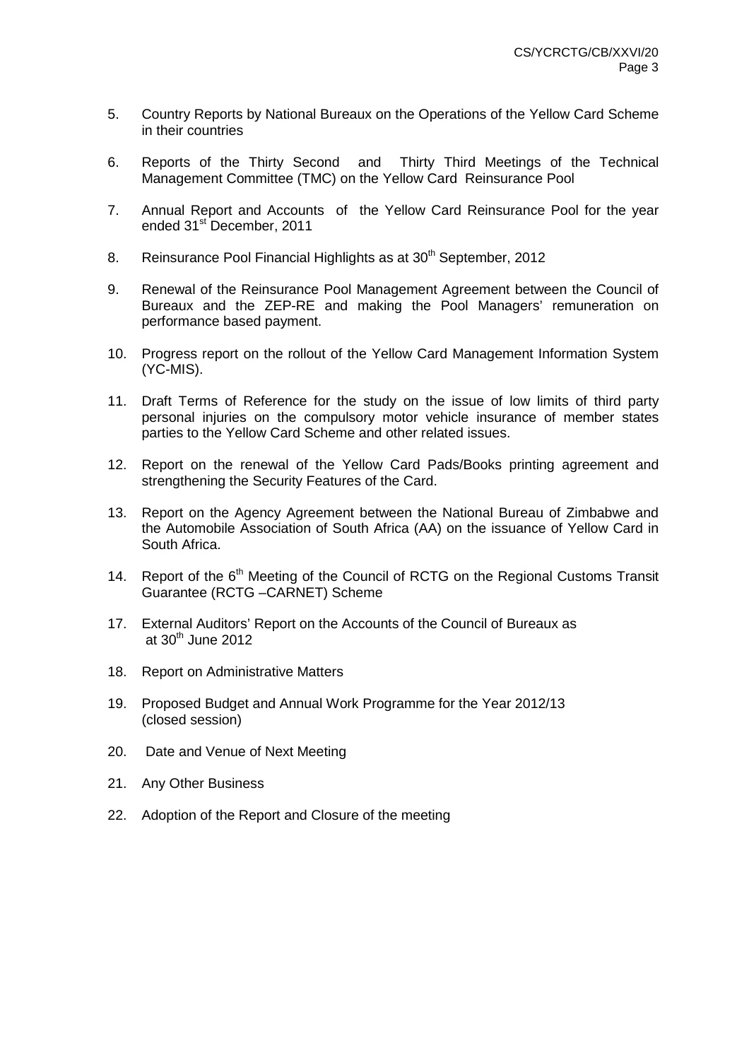5. Country Reports by National Bureaux on the Operations of the Yellow Card Scheme in their countries

6. Reports of the Thirty Second and Thirty Third Meetings of the Technical Management Committee (TMC) on the Yellow Card Reinsurance Pool

7. Annual Report and Accounts of the Yellow Card Reinsurance Pool for the year ended 31st December, 2011

8. Reinsurance Pool Financial Highlights as at 30th September, 2012

9. Renewal of the Reinsurance Pool Management Agreement between the Council of Bureaux and the ZEP-RE and making the Pool Managers' remuneration on performance based payment.

10. Progress report on the rollout of the Yellow Card Management Information System (YC-MIS).

11. Draft Terms of Reference for the study on the issue of low limits of third party personal injuries on the compulsory motor vehicle insurance of member states parties to the Yellow Card Scheme and other related issues.

12. Report on the renewal of the Yellow Card Pads/Books printing agreement and strengthening the Security Features of the Card.

13. Report on the Agency Agreement between the National Bureau of Zimbabwe and the Automobile Association of South Africa (AA) on the issuance of Yellow Card in South Africa.

14. Report of the 6th Meeting of the Council of RCTG on the Regional Customs Transit Guarantee (RCTG –CARNET) Scheme

17. External Auditors' Report on the Accounts of the Council of Bureaux as at 30th June 2012

18. Report on Administrative Matters

19. Proposed Budget and Annual Work Programme for the Year 2012/13 (closed session)

20. Date and Venue of Next Meeting

21. Any Other Business

22. Adoption of the Report and Closure of the meeting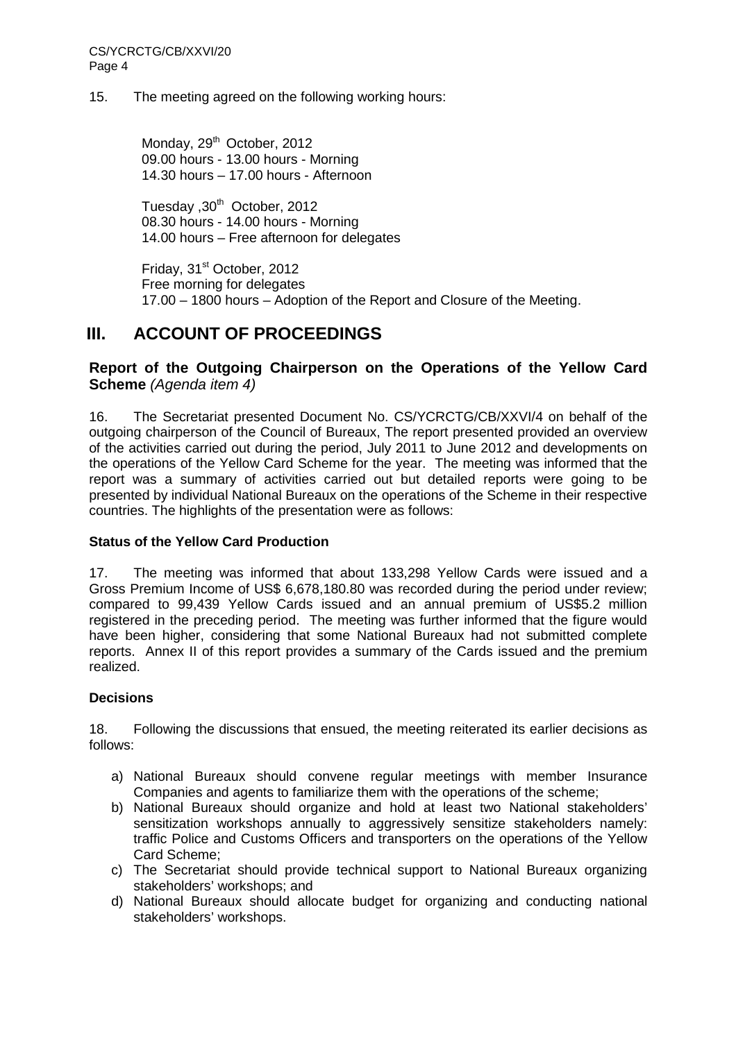15. The meeting agreed on the following working hours:

Monday, 29th October, 2012
09.00 hours - 13.00 hours - Morning
14.30 hours – 17.00 hours - Afternoon

Tuesday ,30th October, 2012
08.30 hours - 14.00 hours - Morning
14.00 hours – Free afternoon for delegates

Friday, 31st October, 2012
Free morning for delegates
17.00 – 1800 hours – Adoption of the Report and Closure of the Meeting.

# III. ACCOUNT OF PROCEEDINGS

### Report of the Outgoing Chairperson on the Operations of the Yellow Card Scheme *(Agenda item 4)*

16. The Secretariat presented Document No. CS/YCRCTG/CB/XXVI/4 on behalf of the outgoing chairperson of the Council of Bureaux, The report presented provided an overview of the activities carried out during the period, July 2011 to June 2012 and developments on the operations of the Yellow Card Scheme for the year. The meeting was informed that the report was a summary of activities carried out but detailed reports were going to be presented by individual National Bureaux on the operations of the Scheme in their respective countries. The highlights of the presentation were as follows:

**Status of the Yellow Card Production**

17. The meeting was informed that about 133,298 Yellow Cards were issued and a Gross Premium Income of US$ 6,678,180.80 was recorded during the period under review; compared to 99,439 Yellow Cards issued and an annual premium of US$5.2 million registered in the preceding period. The meeting was further informed that the figure would have been higher, considering that some National Bureaux had not submitted complete reports. Annex II of this report provides a summary of the Cards issued and the premium realized.

**Decisions**

18. Following the discussions that ensued, the meeting reiterated its earlier decisions as follows:

a) National Bureaux should convene regular meetings with member Insurance Companies and agents to familiarize them with the operations of the scheme;
b) National Bureaux should organize and hold at least two National stakeholders' sensitization workshops annually to aggressively sensitize stakeholders namely: traffic Police and Customs Officers and transporters on the operations of the Yellow Card Scheme;
c) The Secretariat should provide technical support to National Bureaux organizing stakeholders' workshops; and
d) National Bureaux should allocate budget for organizing and conducting national stakeholders' workshops.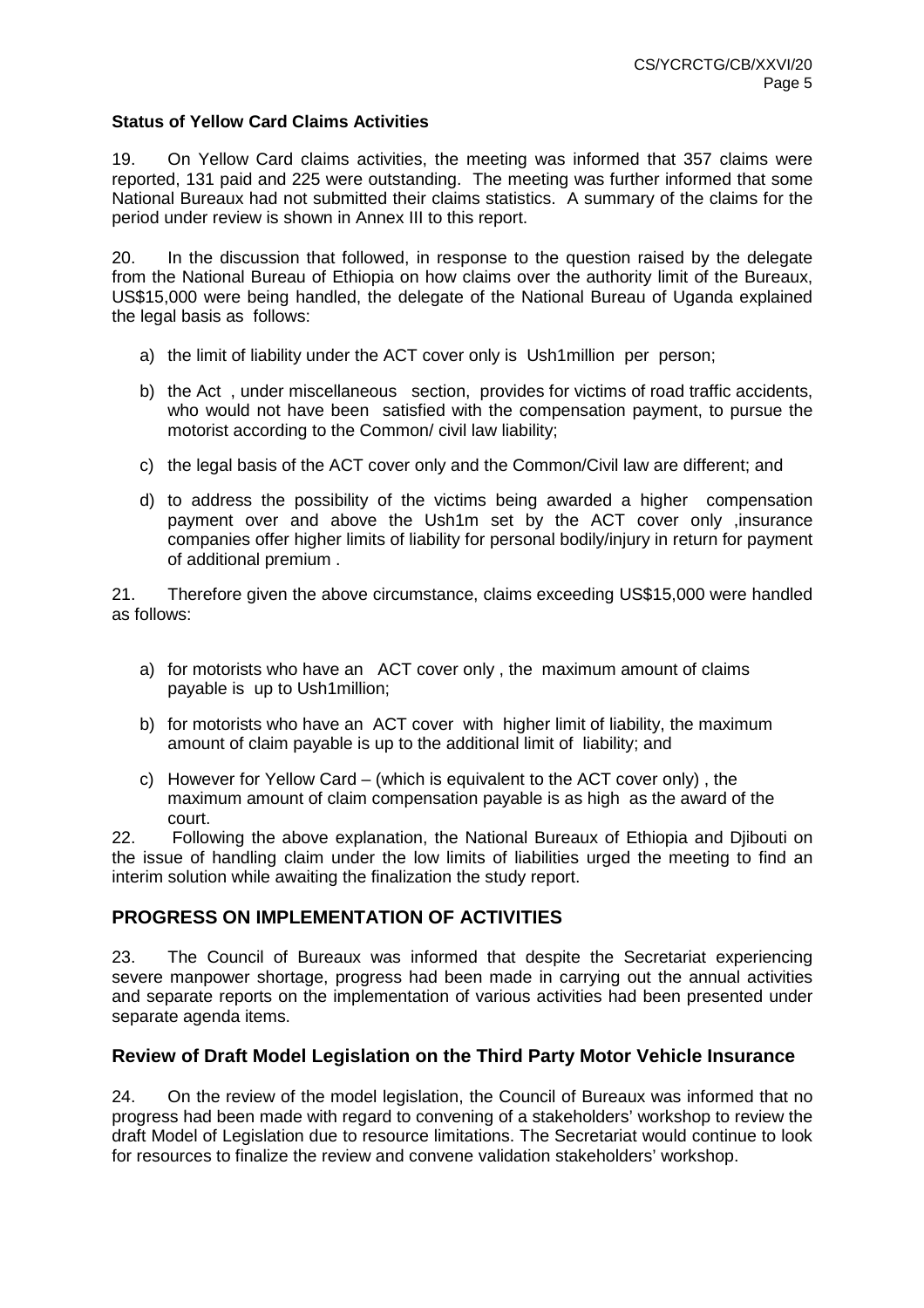**Status of Yellow Card Claims Activities**

19. On Yellow Card claims activities, the meeting was informed that 357 claims were reported, 131 paid and 225 were outstanding. The meeting was further informed that some National Bureaux had not submitted their claims statistics. A summary of the claims for the period under review is shown in Annex III to this report.

20. In the discussion that followed, in response to the question raised by the delegate from the National Bureau of Ethiopia on how claims over the authority limit of the Bureaux, US$15,000 were being handled, the delegate of the National Bureau of Uganda explained the legal basis as follows:

a) the limit of liability under the ACT cover only is Ush1million per person;

b) the Act , under miscellaneous section, provides for victims of road traffic accidents, who would not have been satisfied with the compensation payment, to pursue the motorist according to the Common/ civil law liability;

c) the legal basis of the ACT cover only and the Common/Civil law are different; and

d) to address the possibility of the victims being awarded a higher compensation payment over and above the Ush1m set by the ACT cover only ,insurance companies offer higher limits of liability for personal bodily/injury in return for payment of additional premium .

21. Therefore given the above circumstance, claims exceeding US$15,000 were handled as follows:

a) for motorists who have an ACT cover only , the maximum amount of claims payable is up to Ush1million;

b) for motorists who have an ACT cover with higher limit of liability, the maximum amount of claim payable is up to the additional limit of liability; and

c) However for Yellow Card – (which is equivalent to the ACT cover only) , the maximum amount of claim compensation payable is as high as the award of the court.

22. Following the above explanation, the National Bureaux of Ethiopia and Djibouti on the issue of handling claim under the low limits of liabilities urged the meeting to find an interim solution while awaiting the finalization the study report.

## PROGRESS ON IMPLEMENTATION OF ACTIVITIES

23. The Council of Bureaux was informed that despite the Secretariat experiencing severe manpower shortage, progress had been made in carrying out the annual activities and separate reports on the implementation of various activities had been presented under separate agenda items.

### Review of Draft Model Legislation on the Third Party Motor Vehicle Insurance

24. On the review of the model legislation, the Council of Bureaux was informed that no progress had been made with regard to convening of a stakeholders' workshop to review the draft Model of Legislation due to resource limitations. The Secretariat would continue to look for resources to finalize the review and convene validation stakeholders' workshop.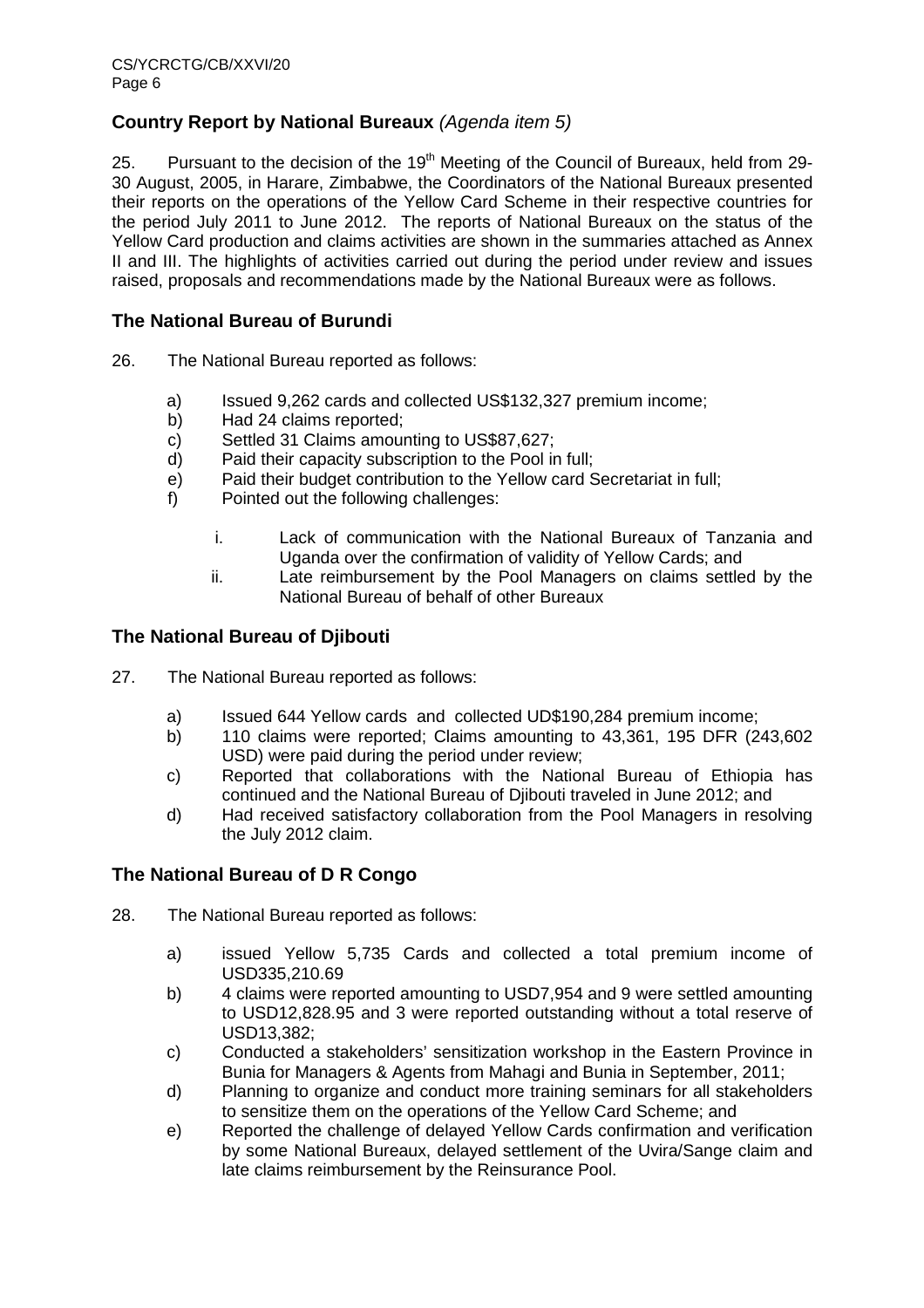## Country Report by National Bureaux *(Agenda item 5)*

25. Pursuant to the decision of the 19th Meeting of the Council of Bureaux, held from 29-30 August, 2005, in Harare, Zimbabwe, the Coordinators of the National Bureaux presented their reports on the operations of the Yellow Card Scheme in their respective countries for the period July 2011 to June 2012. The reports of National Bureaux on the status of the Yellow Card production and claims activities are shown in the summaries attached as Annex II and III. The highlights of activities carried out during the period under review and issues raised, proposals and recommendations made by the National Bureaux were as follows.

### The National Bureau of Burundi

26. The National Bureau reported as follows:

a) Issued 9,262 cards and collected US$132,327 premium income;
b) Had 24 claims reported;
c) Settled 31 Claims amounting to US$87,627;
d) Paid their capacity subscription to the Pool in full;
e) Paid their budget contribution to the Yellow card Secretariat in full;
f) Pointed out the following challenges:

    i. Lack of communication with the National Bureaux of Tanzania and Uganda over the confirmation of validity of Yellow Cards; and
    ii. Late reimbursement by the Pool Managers on claims settled by the National Bureau of behalf of other Bureaux

### The National Bureau of Djibouti

27. The National Bureau reported as follows:

a) Issued 644 Yellow cards and collected UD$190,284 premium income;
b) 110 claims were reported; Claims amounting to 43,361, 195 DFR (243,602 USD) were paid during the period under review;
c) Reported that collaborations with the National Bureau of Ethiopia has continued and the National Bureau of Djibouti traveled in June 2012; and
d) Had received satisfactory collaboration from the Pool Managers in resolving the July 2012 claim.

### The National Bureau of D R Congo

28. The National Bureau reported as follows:

a) issued Yellow 5,735 Cards and collected a total premium income of USD335,210.69
b) 4 claims were reported amounting to USD7,954 and 9 were settled amounting to USD12,828.95 and 3 were reported outstanding without a total reserve of USD13,382;
c) Conducted a stakeholders' sensitization workshop in the Eastern Province in Bunia for Managers & Agents from Mahagi and Bunia in September, 2011;
d) Planning to organize and conduct more training seminars for all stakeholders to sensitize them on the operations of the Yellow Card Scheme; and
e) Reported the challenge of delayed Yellow Cards confirmation and verification by some National Bureaux, delayed settlement of the Uvira/Sange claim and late claims reimbursement by the Reinsurance Pool.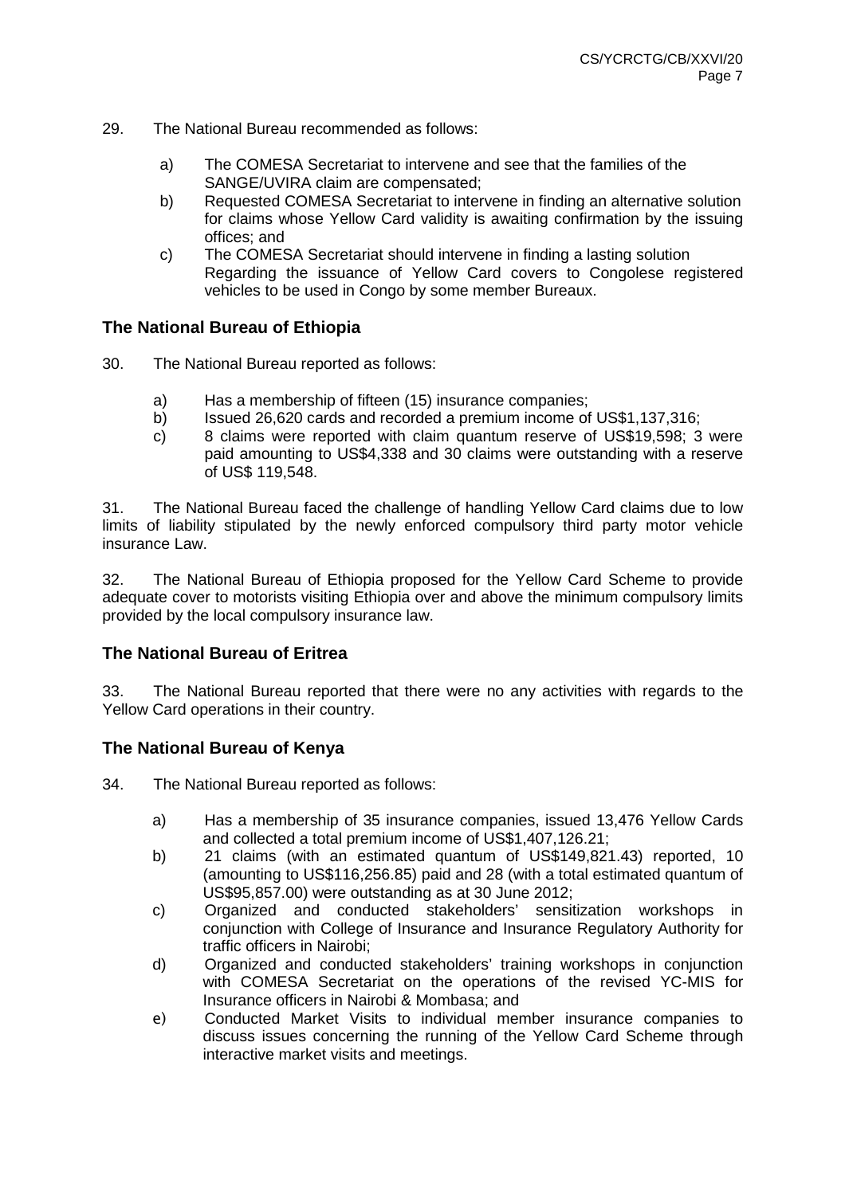29. The National Bureau recommended as follows:

a) The COMESA Secretariat to intervene and see that the families of the SANGE/UVIRA claim are compensated;
b) Requested COMESA Secretariat to intervene in finding an alternative solution for claims whose Yellow Card validity is awaiting confirmation by the issuing offices; and
c) The COMESA Secretariat should intervene in finding a lasting solution Regarding the issuance of Yellow Card covers to Congolese registered vehicles to be used in Congo by some member Bureaux.

### The National Bureau of Ethiopia

30. The National Bureau reported as follows:

a) Has a membership of fifteen (15) insurance companies;
b) Issued 26,620 cards and recorded a premium income of US$1,137,316;
c) 8 claims were reported with claim quantum reserve of US$19,598; 3 were paid amounting to US$4,338 and 30 claims were outstanding with a reserve of US$ 119,548.

31. The National Bureau faced the challenge of handling Yellow Card claims due to low limits of liability stipulated by the newly enforced compulsory third party motor vehicle insurance Law.

32. The National Bureau of Ethiopia proposed for the Yellow Card Scheme to provide adequate cover to motorists visiting Ethiopia over and above the minimum compulsory limits provided by the local compulsory insurance law.

### The National Bureau of Eritrea

33. The National Bureau reported that there were no any activities with regards to the Yellow Card operations in their country.

### The National Bureau of Kenya

34. The National Bureau reported as follows:

a) Has a membership of 35 insurance companies, issued 13,476 Yellow Cards and collected a total premium income of US$1,407,126.21;
b) 21 claims (with an estimated quantum of US$149,821.43) reported, 10 (amounting to US$116,256.85) paid and 28 (with a total estimated quantum of US$95,857.00) were outstanding as at 30 June 2012;
c) Organized and conducted stakeholders' sensitization workshops in conjunction with College of Insurance and Insurance Regulatory Authority for traffic officers in Nairobi;
d) Organized and conducted stakeholders' training workshops in conjunction with COMESA Secretariat on the operations of the revised YC-MIS for Insurance officers in Nairobi & Mombasa; and
e) Conducted Market Visits to individual member insurance companies to discuss issues concerning the running of the Yellow Card Scheme through interactive market visits and meetings.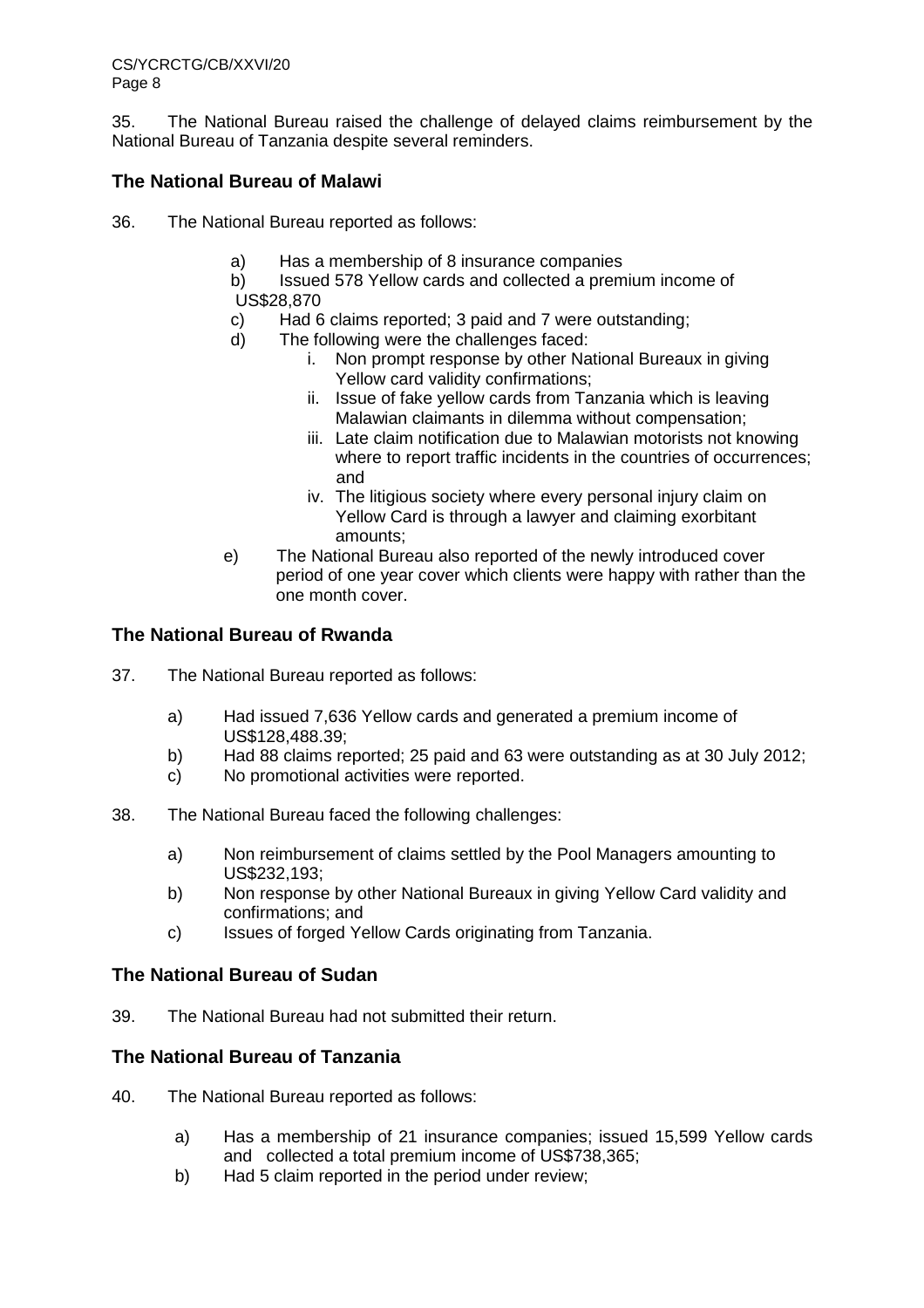35. The National Bureau raised the challenge of delayed claims reimbursement by the National Bureau of Tanzania despite several reminders.

## The National Bureau of Malawi

36. The National Bureau reported as follows:

   a) Has a membership of 8 insurance companies
   b) Issued 578 Yellow cards and collected a premium income of US$28,870
   c) Had 6 claims reported; 3 paid and 7 were outstanding;
   d) The following were the challenges faced:
      i. Non prompt response by other National Bureaux in giving Yellow card validity confirmations;
      ii. Issue of fake yellow cards from Tanzania which is leaving Malawian claimants in dilemma without compensation;
      iii. Late claim notification due to Malawian motorists not knowing where to report traffic incidents in the countries of occurrences; and
      iv. The litigious society where every personal injury claim on Yellow Card is through a lawyer and claiming exorbitant amounts;
   e) The National Bureau also reported of the newly introduced cover period of one year cover which clients were happy with rather than the one month cover.

## The National Bureau of Rwanda

37. The National Bureau reported as follows:

   a) Had issued 7,636 Yellow cards and generated a premium income of US$128,488.39;
   b) Had 88 claims reported; 25 paid and 63 were outstanding as at 30 July 2012;
   c) No promotional activities were reported.

38. The National Bureau faced the following challenges:

   a) Non reimbursement of claims settled by the Pool Managers amounting to US$232,193;
   b) Non response by other National Bureaux in giving Yellow Card validity and confirmations; and
   c) Issues of forged Yellow Cards originating from Tanzania.

## The National Bureau of Sudan

39. The National Bureau had not submitted their return.

## The National Bureau of Tanzania

40. The National Bureau reported as follows:

   a) Has a membership of 21 insurance companies; issued 15,599 Yellow cards and collected a total premium income of US$738,365;
   b) Had 5 claim reported in the period under review;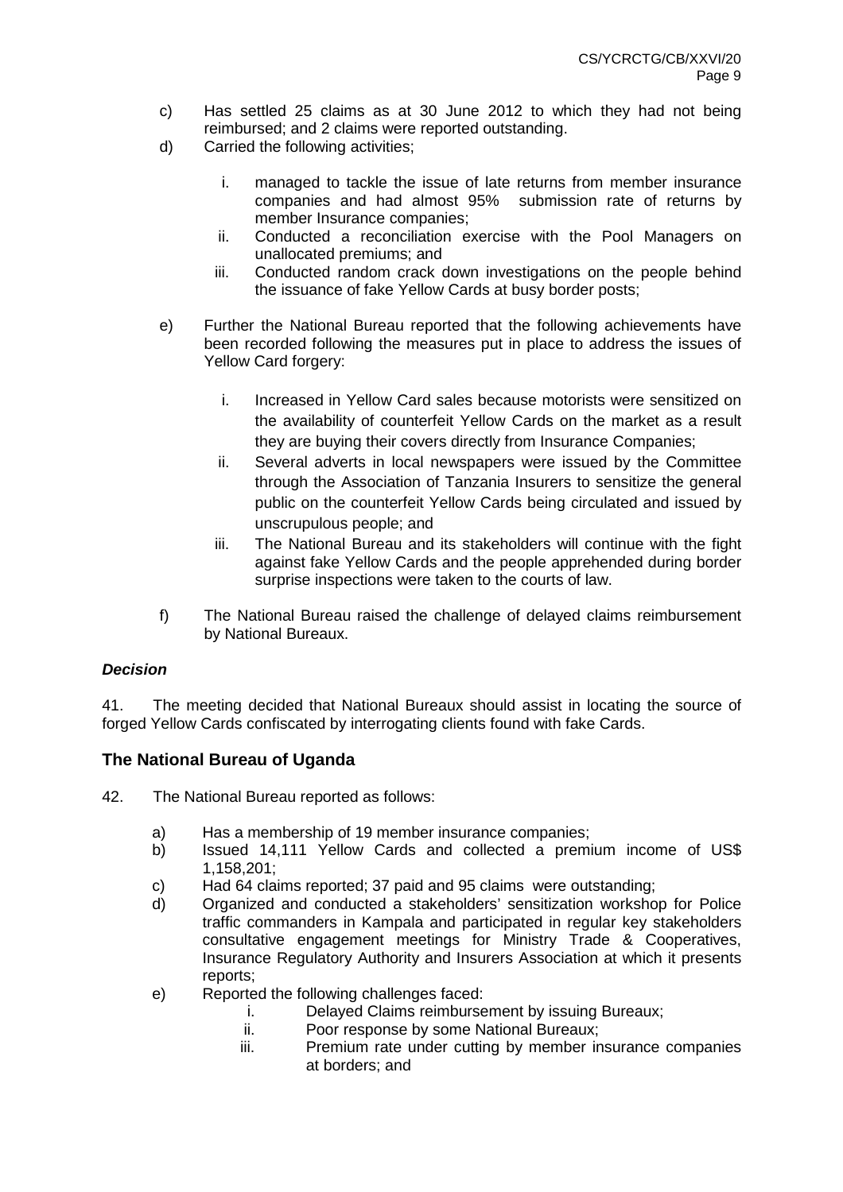c) Has settled 25 claims as at 30 June 2012 to which they had not being reimbursed; and 2 claims were reported outstanding.

d) Carried the following activities;

   i. managed to tackle the issue of late returns from member insurance companies and had almost 95% submission rate of returns by member Insurance companies;
   ii. Conducted a reconciliation exercise with the Pool Managers on unallocated premiums; and
   iii. Conducted random crack down investigations on the people behind the issuance of fake Yellow Cards at busy border posts;

e) Further the National Bureau reported that the following achievements have been recorded following the measures put in place to address the issues of Yellow Card forgery:

   i. Increased in Yellow Card sales because motorists were sensitized on the availability of counterfeit Yellow Cards on the market as a result they are buying their covers directly from Insurance Companies;
   ii. Several adverts in local newspapers were issued by the Committee through the Association of Tanzania Insurers to sensitize the general public on the counterfeit Yellow Cards being circulated and issued by unscrupulous people; and
   iii. The National Bureau and its stakeholders will continue with the fight against fake Yellow Cards and the people apprehended during border surprise inspections were taken to the courts of law.

f) The National Bureau raised the challenge of delayed claims reimbursement by National Bureaux.

***Decision***

41. The meeting decided that National Bureaux should assist in locating the source of forged Yellow Cards confiscated by interrogating clients found with fake Cards.

## The National Bureau of Uganda

42. The National Bureau reported as follows:

a) Has a membership of 19 member insurance companies;

b) Issued 14,111 Yellow Cards and collected a premium income of US$ 1,158,201;

c) Had 64 claims reported; 37 paid and 95 claims were outstanding;

d) Organized and conducted a stakeholders' sensitization workshop for Police traffic commanders in Kampala and participated in regular key stakeholders consultative engagement meetings for Ministry Trade & Cooperatives, Insurance Regulatory Authority and Insurers Association at which it presents reports;

e) Reported the following challenges faced:

   i. Delayed Claims reimbursement by issuing Bureaux;
   ii. Poor response by some National Bureaux;
   iii. Premium rate under cutting by member insurance companies at borders; and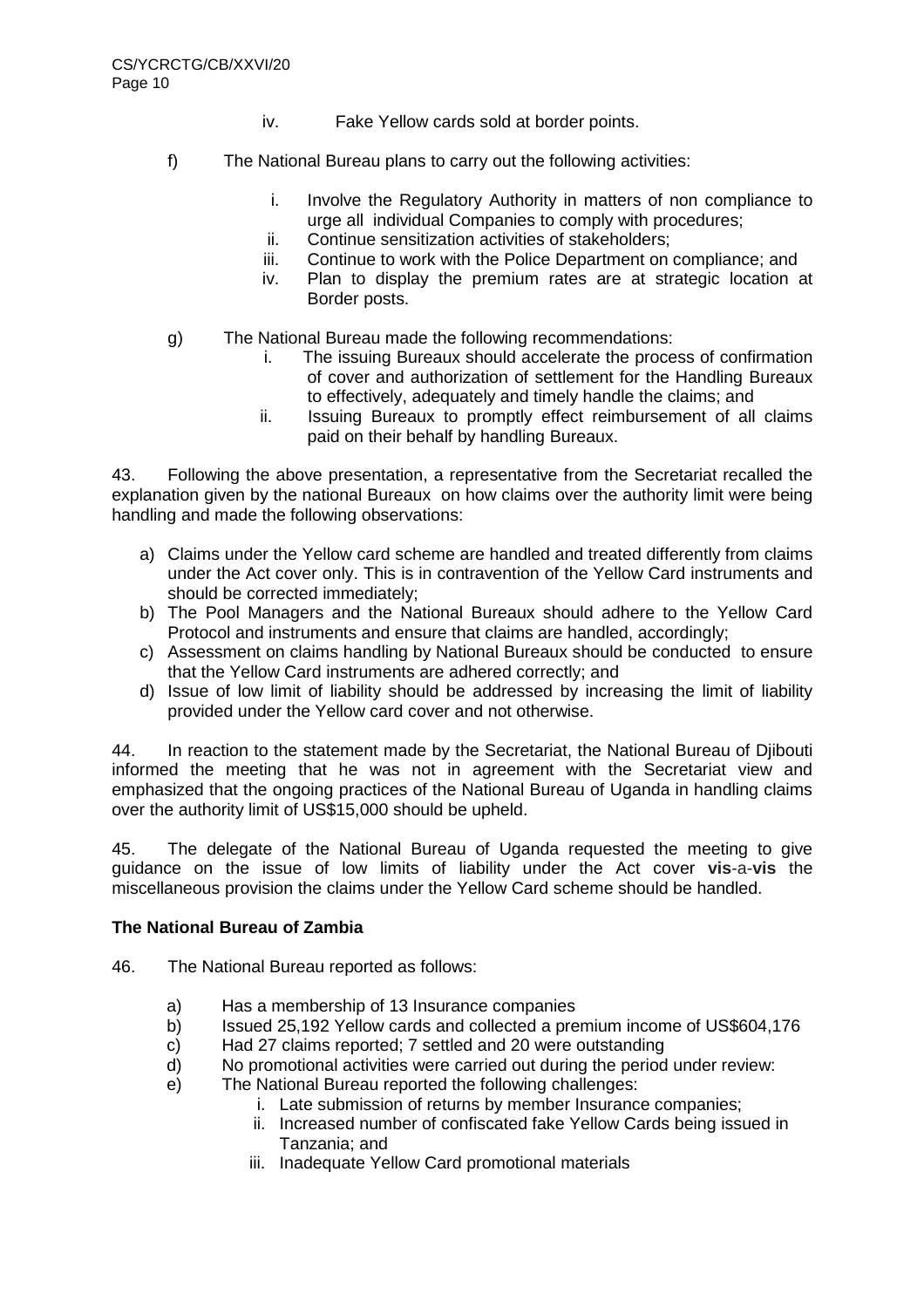iv. Fake Yellow cards sold at border points.

f) The National Bureau plans to carry out the following activities:

   i. Involve the Regulatory Authority in matters of non compliance to urge all individual Companies to comply with procedures;
   ii. Continue sensitization activities of stakeholders;
   iii. Continue to work with the Police Department on compliance; and
   iv. Plan to display the premium rates are at strategic location at Border posts.

g) The National Bureau made the following recommendations:

   i. The issuing Bureaux should accelerate the process of confirmation of cover and authorization of settlement for the Handling Bureaux to effectively, adequately and timely handle the claims; and
   ii. Issuing Bureaux to promptly effect reimbursement of all claims paid on their behalf by handling Bureaux.

43. Following the above presentation, a representative from the Secretariat recalled the explanation given by the national Bureaux on how claims over the authority limit were being handling and made the following observations:

a) Claims under the Yellow card scheme are handled and treated differently from claims under the Act cover only. This is in contravention of the Yellow Card instruments and should be corrected immediately;
b) The Pool Managers and the National Bureaux should adhere to the Yellow Card Protocol and instruments and ensure that claims are handled, accordingly;
c) Assessment on claims handling by National Bureaux should be conducted to ensure that the Yellow Card instruments are adhered correctly; and
d) Issue of low limit of liability should be addressed by increasing the limit of liability provided under the Yellow card cover and not otherwise.

44. In reaction to the statement made by the Secretariat, the National Bureau of Djibouti informed the meeting that he was not in agreement with the Secretariat view and emphasized that the ongoing practices of the National Bureau of Uganda in handling claims over the authority limit of US$15,000 should be upheld.

45. The delegate of the National Bureau of Uganda requested the meeting to give guidance on the issue of low limits of liability under the Act cover **vis**-a-**vis** the miscellaneous provision the claims under the Yellow Card scheme should be handled.

**The National Bureau of Zambia**

46. The National Bureau reported as follows:

a) Has a membership of 13 Insurance companies
b) Issued 25,192 Yellow cards and collected a premium income of US$604,176
c) Had 27 claims reported; 7 settled and 20 were outstanding
d) No promotional activities were carried out during the period under review:
e) The National Bureau reported the following challenges:
   i. Late submission of returns by member Insurance companies;
   ii. Increased number of confiscated fake Yellow Cards being issued in Tanzania; and
   iii. Inadequate Yellow Card promotional materials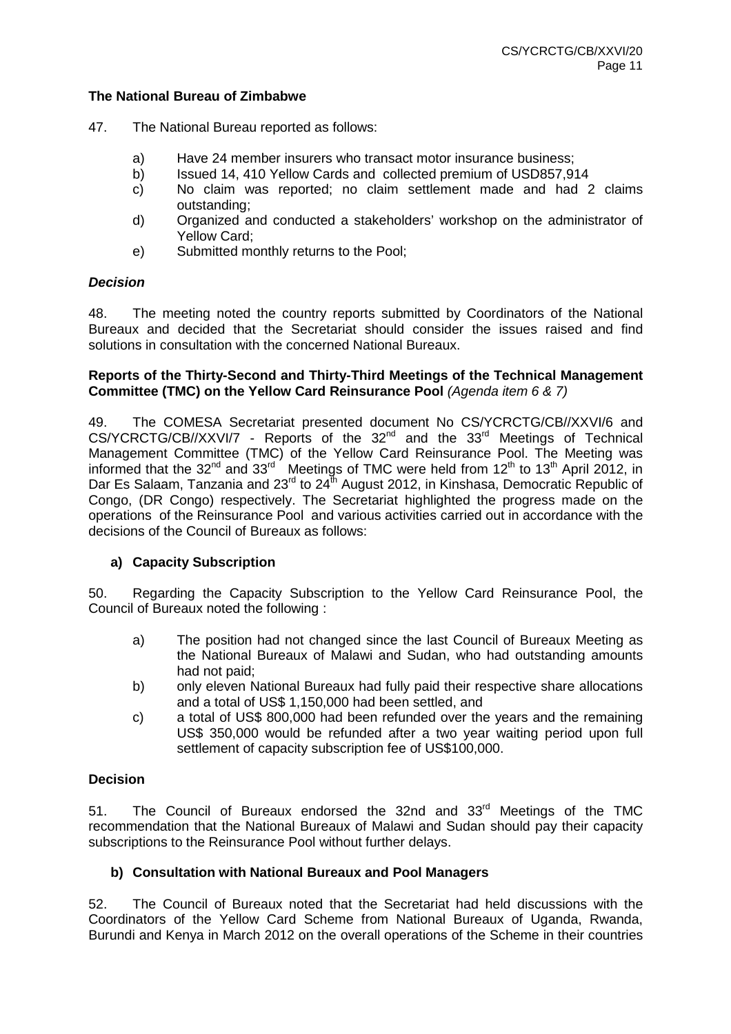**The National Bureau of Zimbabwe**

47. The National Bureau reported as follows:

a) Have 24 member insurers who transact motor insurance business;
b) Issued 14, 410 Yellow Cards and collected premium of USD857,914
c) No claim was reported; no claim settlement made and had 2 claims outstanding;
d) Organized and conducted a stakeholders' workshop on the administrator of Yellow Card;
e) Submitted monthly returns to the Pool;

***Decision***

48. The meeting noted the country reports submitted by Coordinators of the National Bureaux and decided that the Secretariat should consider the issues raised and find solutions in consultation with the concerned National Bureaux.

**Reports of the Thirty-Second and Thirty-Third Meetings of the Technical Management Committee (TMC) on the Yellow Card Reinsurance Pool** *(Agenda item 6 & 7)*

49. The COMESA Secretariat presented document No CS/YCRCTG/CB//XXVI/6 and CS/YCRCTG/CB//XXVI/7 - Reports of the 32nd and the 33rd Meetings of Technical Management Committee (TMC) of the Yellow Card Reinsurance Pool. The Meeting was informed that the 32nd and 33rd Meetings of TMC were held from 12th to 13th April 2012, in Dar Es Salaam, Tanzania and 23rd to 24th August 2012, in Kinshasa, Democratic Republic of Congo, (DR Congo) respectively. The Secretariat highlighted the progress made on the operations of the Reinsurance Pool and various activities carried out in accordance with the decisions of the Council of Bureaux as follows:

**a) Capacity Subscription**

50. Regarding the Capacity Subscription to the Yellow Card Reinsurance Pool, the Council of Bureaux noted the following :

a) The position had not changed since the last Council of Bureaux Meeting as the National Bureaux of Malawi and Sudan, who had outstanding amounts had not paid;
b) only eleven National Bureaux had fully paid their respective share allocations and a total of US$ 1,150,000 had been settled, and
c) a total of US$ 800,000 had been refunded over the years and the remaining US$ 350,000 would be refunded after a two year waiting period upon full settlement of capacity subscription fee of US$100,000.

**Decision**

51. The Council of Bureaux endorsed the 32nd and 33rd Meetings of the TMC recommendation that the National Bureaux of Malawi and Sudan should pay their capacity subscriptions to the Reinsurance Pool without further delays.

**b) Consultation with National Bureaux and Pool Managers**

52. The Council of Bureaux noted that the Secretariat had held discussions with the Coordinators of the Yellow Card Scheme from National Bureaux of Uganda, Rwanda, Burundi and Kenya in March 2012 on the overall operations of the Scheme in their countries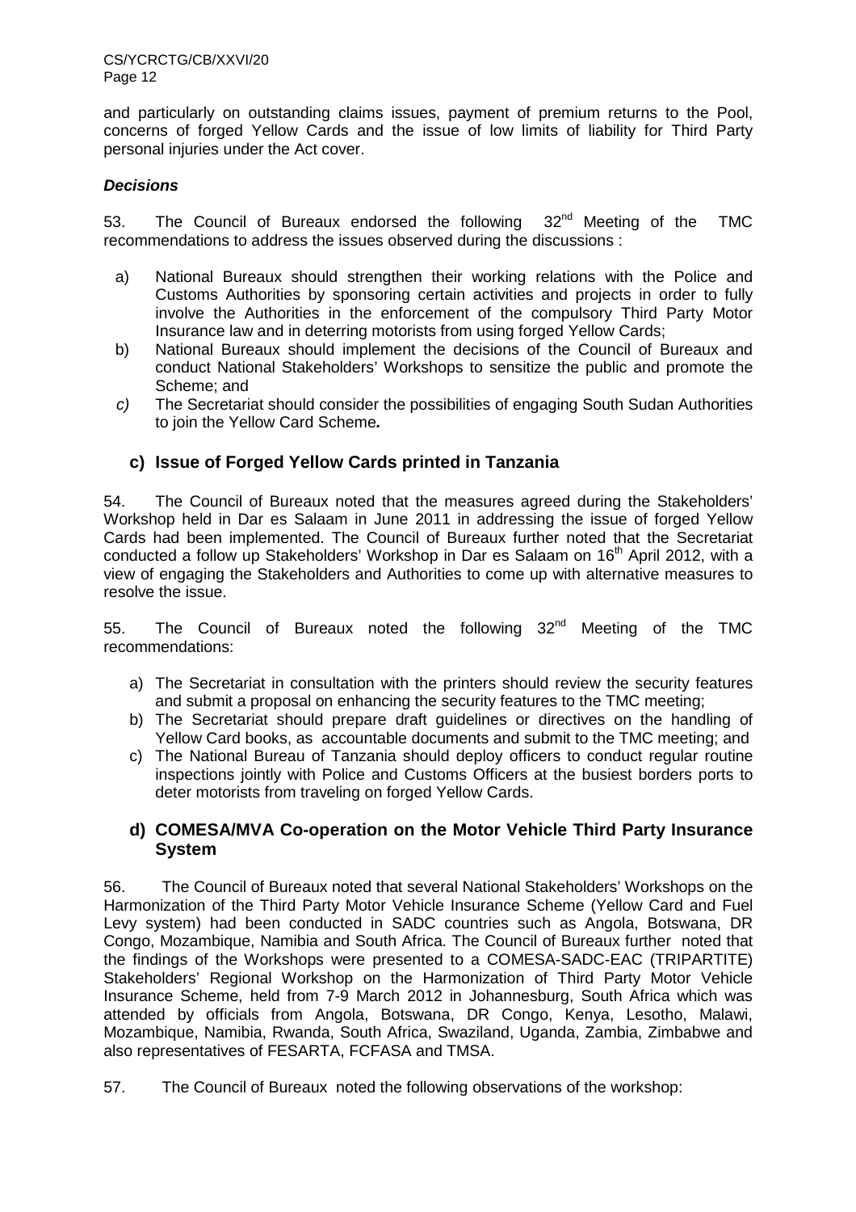and particularly on outstanding claims issues, payment of premium returns to the Pool, concerns of forged Yellow Cards and the issue of low limits of liability for Third Party personal injuries under the Act cover.

***Decisions***

53. The Council of Bureaux endorsed the following 32[nd] Meeting of the TMC recommendations to address the issues observed during the discussions :

a) National Bureaux should strengthen their working relations with the Police and Customs Authorities by sponsoring certain activities and projects in order to fully involve the Authorities in the enforcement of the compulsory Third Party Motor Insurance law and in deterring motorists from using forged Yellow Cards;
b) National Bureaux should implement the decisions of the Council of Bureaux and conduct National Stakeholders' Workshops to sensitize the public and promote the Scheme; and
*c)* The Secretariat should consider the possibilities of engaging South Sudan Authorities to join the Yellow Card Scheme***.***

### c) Issue of Forged Yellow Cards printed in Tanzania

54. The Council of Bureaux noted that the measures agreed during the Stakeholders' Workshop held in Dar es Salaam in June 2011 in addressing the issue of forged Yellow Cards had been implemented. The Council of Bureaux further noted that the Secretariat conducted a follow up Stakeholders' Workshop in Dar es Salaam on 16[th] April 2012, with a view of engaging the Stakeholders and Authorities to come up with alternative measures to resolve the issue.

55. The Council of Bureaux noted the following 32[nd] Meeting of the TMC recommendations:

a) The Secretariat in consultation with the printers should review the security features and submit a proposal on enhancing the security features to the TMC meeting;
b) The Secretariat should prepare draft guidelines or directives on the handling of Yellow Card books, as accountable documents and submit to the TMC meeting; and
c) The National Bureau of Tanzania should deploy officers to conduct regular routine inspections jointly with Police and Customs Officers at the busiest borders ports to deter motorists from traveling on forged Yellow Cards.

### d) COMESA/MVA Co-operation on the Motor Vehicle Third Party Insurance System

56. The Council of Bureaux noted that several National Stakeholders' Workshops on the Harmonization of the Third Party Motor Vehicle Insurance Scheme (Yellow Card and Fuel Levy system) had been conducted in SADC countries such as Angola, Botswana, DR Congo, Mozambique, Namibia and South Africa. The Council of Bureaux further noted that the findings of the Workshops were presented to a COMESA-SADC-EAC (TRIPARTITE) Stakeholders' Regional Workshop on the Harmonization of Third Party Motor Vehicle Insurance Scheme, held from 7-9 March 2012 in Johannesburg, South Africa which was attended by officials from Angola, Botswana, DR Congo, Kenya, Lesotho, Malawi, Mozambique, Namibia, Rwanda, South Africa, Swaziland, Uganda, Zambia, Zimbabwe and also representatives of FESARTA, FCFASA and TMSA.

57. The Council of Bureaux noted the following observations of the workshop: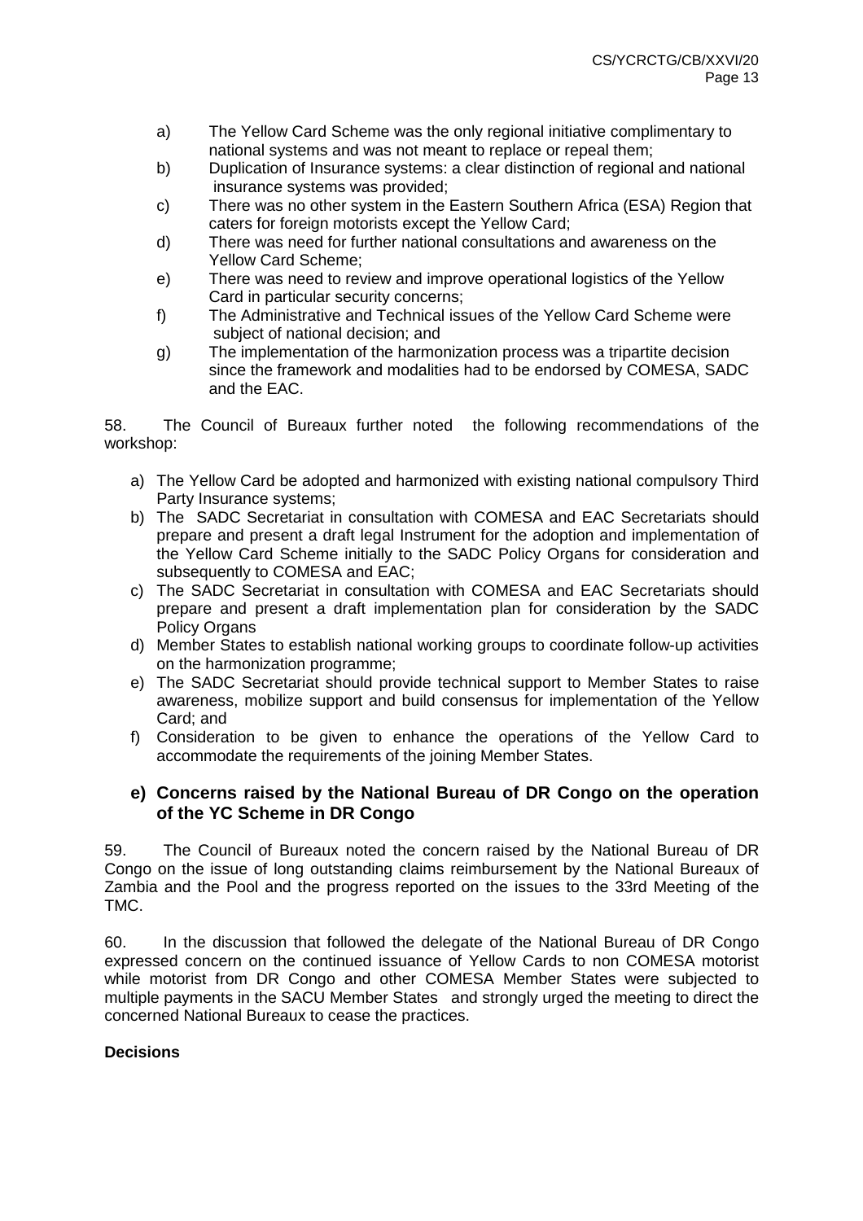a) The Yellow Card Scheme was the only regional initiative complimentary to national systems and was not meant to replace or repeal them;
b) Duplication of Insurance systems: a clear distinction of regional and national insurance systems was provided;
c) There was no other system in the Eastern Southern Africa (ESA) Region that caters for foreign motorists except the Yellow Card;
d) There was need for further national consultations and awareness on the Yellow Card Scheme;
e) There was need to review and improve operational logistics of the Yellow Card in particular security concerns;
f) The Administrative and Technical issues of the Yellow Card Scheme were subject of national decision; and
g) The implementation of the harmonization process was a tripartite decision since the framework and modalities had to be endorsed by COMESA, SADC and the EAC.

58. The Council of Bureaux further noted the following recommendations of the workshop:

a) The Yellow Card be adopted and harmonized with existing national compulsory Third Party Insurance systems;
b) The SADC Secretariat in consultation with COMESA and EAC Secretariats should prepare and present a draft legal Instrument for the adoption and implementation of the Yellow Card Scheme initially to the SADC Policy Organs for consideration and subsequently to COMESA and EAC;
c) The SADC Secretariat in consultation with COMESA and EAC Secretariats should prepare and present a draft implementation plan for consideration by the SADC Policy Organs
d) Member States to establish national working groups to coordinate follow-up activities on the harmonization programme;
e) The SADC Secretariat should provide technical support to Member States to raise awareness, mobilize support and build consensus for implementation of the Yellow Card; and
f) Consideration to be given to enhance the operations of the Yellow Card to accommodate the requirements of the joining Member States.

### e) Concerns raised by the National Bureau of DR Congo on the operation of the YC Scheme in DR Congo

59. The Council of Bureaux noted the concern raised by the National Bureau of DR Congo on the issue of long outstanding claims reimbursement by the National Bureaux of Zambia and the Pool and the progress reported on the issues to the 33rd Meeting of the TMC.

60. In the discussion that followed the delegate of the National Bureau of DR Congo expressed concern on the continued issuance of Yellow Cards to non COMESA motorist while motorist from DR Congo and other COMESA Member States were subjected to multiple payments in the SACU Member States and strongly urged the meeting to direct the concerned National Bureaux to cease the practices.

**Decisions**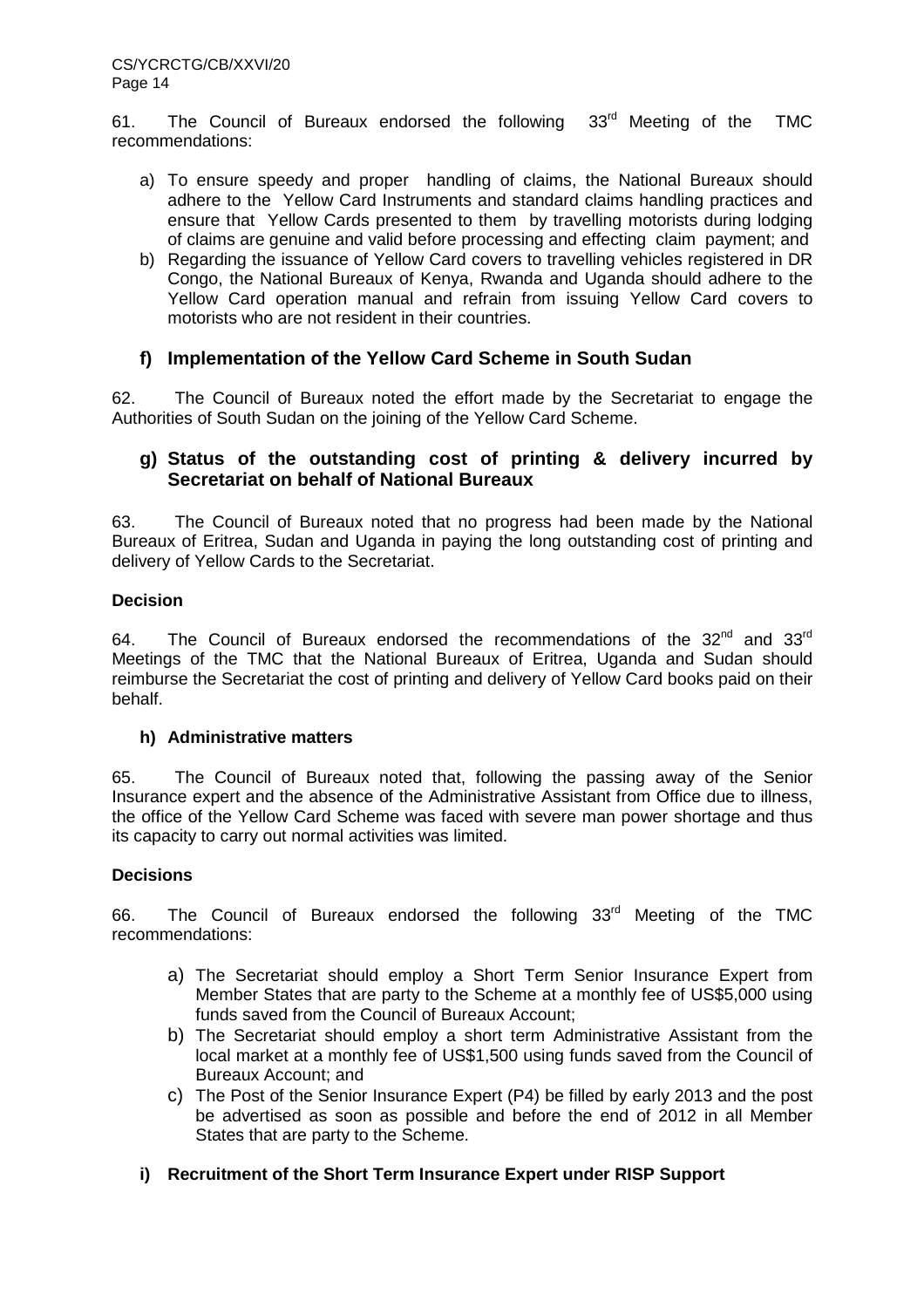61. The Council of Bureaux endorsed the following 33rd Meeting of the TMC recommendations:

a) To ensure speedy and proper handling of claims, the National Bureaux should adhere to the Yellow Card Instruments and standard claims handling practices and ensure that Yellow Cards presented to them by travelling motorists during lodging of claims are genuine and valid before processing and effecting claim payment; and
b) Regarding the issuance of Yellow Card covers to travelling vehicles registered in DR Congo, the National Bureaux of Kenya, Rwanda and Uganda should adhere to the Yellow Card operation manual and refrain from issuing Yellow Card covers to motorists who are not resident in their countries.

### f) Implementation of the Yellow Card Scheme in South Sudan

62. The Council of Bureaux noted the effort made by the Secretariat to engage the Authorities of South Sudan on the joining of the Yellow Card Scheme.

### g) Status of the outstanding cost of printing & delivery incurred by Secretariat on behalf of National Bureaux

63. The Council of Bureaux noted that no progress had been made by the National Bureaux of Eritrea, Sudan and Uganda in paying the long outstanding cost of printing and delivery of Yellow Cards to the Secretariat.

**Decision**

64. The Council of Bureaux endorsed the recommendations of the 32nd and 33rd Meetings of the TMC that the National Bureaux of Eritrea, Uganda and Sudan should reimburse the Secretariat the cost of printing and delivery of Yellow Card books paid on their behalf.

### h) Administrative matters

65. The Council of Bureaux noted that, following the passing away of the Senior Insurance expert and the absence of the Administrative Assistant from Office due to illness, the office of the Yellow Card Scheme was faced with severe man power shortage and thus its capacity to carry out normal activities was limited.

**Decisions**

66. The Council of Bureaux endorsed the following 33rd Meeting of the TMC recommendations:

a) The Secretariat should employ a Short Term Senior Insurance Expert from Member States that are party to the Scheme at a monthly fee of US$5,000 using funds saved from the Council of Bureaux Account;
b) The Secretariat should employ a short term Administrative Assistant from the local market at a monthly fee of US$1,500 using funds saved from the Council of Bureaux Account; and
c) The Post of the Senior Insurance Expert (P4) be filled by early 2013 and the post be advertised as soon as possible and before the end of 2012 in all Member States that are party to the Scheme.

### i) Recruitment of the Short Term Insurance Expert under RISP Support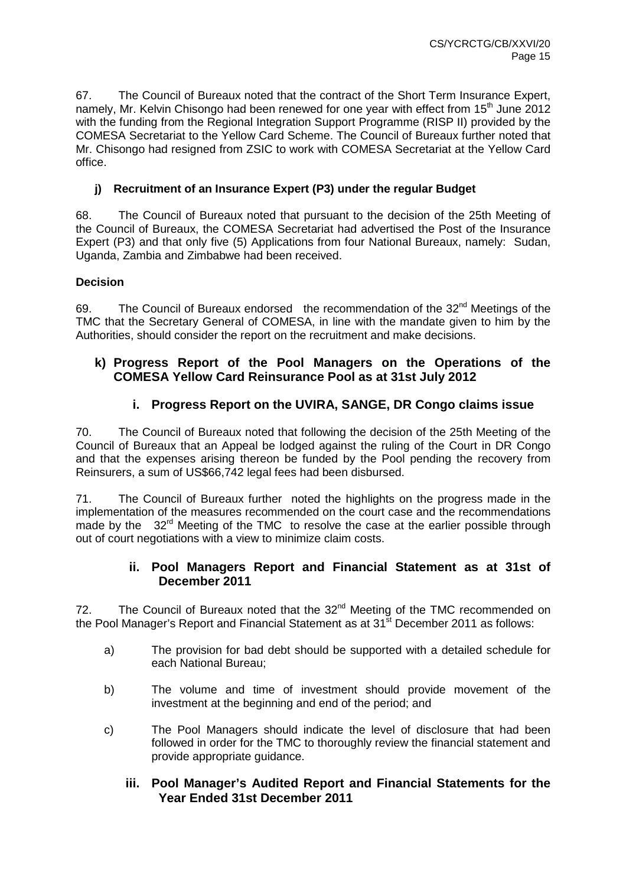67. The Council of Bureaux noted that the contract of the Short Term Insurance Expert, namely, Mr. Kelvin Chisongo had been renewed for one year with effect from 15th June 2012 with the funding from the Regional Integration Support Programme (RISP II) provided by the COMESA Secretariat to the Yellow Card Scheme. The Council of Bureaux further noted that Mr. Chisongo had resigned from ZSIC to work with COMESA Secretariat at the Yellow Card office.

#### j) Recruitment of an Insurance Expert (P3) under the regular Budget

68. The Council of Bureaux noted that pursuant to the decision of the 25th Meeting of the Council of Bureaux, the COMESA Secretariat had advertised the Post of the Insurance Expert (P3) and that only five (5) Applications from four National Bureaux, namely: Sudan, Uganda, Zambia and Zimbabwe had been received.

**Decision**

69. The Council of Bureaux endorsed the recommendation of the 32nd Meetings of the TMC that the Secretary General of COMESA, in line with the mandate given to him by the Authorities, should consider the report on the recruitment and make decisions.

#### k) Progress Report of the Pool Managers on the Operations of the COMESA Yellow Card Reinsurance Pool as at 31st July 2012

##### i. Progress Report on the UVIRA, SANGE, DR Congo claims issue

70. The Council of Bureaux noted that following the decision of the 25th Meeting of the Council of Bureaux that an Appeal be lodged against the ruling of the Court in DR Congo and that the expenses arising thereon be funded by the Pool pending the recovery from Reinsurers, a sum of US$66,742 legal fees had been disbursed.

71. The Council of Bureaux further noted the highlights on the progress made in the implementation of the measures recommended on the court case and the recommendations made by the 32nd Meeting of the TMC to resolve the case at the earlier possible through out of court negotiations with a view to minimize claim costs.

##### ii. Pool Managers Report and Financial Statement as at 31st of December 2011

72. The Council of Bureaux noted that the 32nd Meeting of the TMC recommended on the Pool Manager's Report and Financial Statement as at 31st December 2011 as follows:

a) The provision for bad debt should be supported with a detailed schedule for each National Bureau;

b) The volume and time of investment should provide movement of the investment at the beginning and end of the period; and

c) The Pool Managers should indicate the level of disclosure that had been followed in order for the TMC to thoroughly review the financial statement and provide appropriate guidance.

##### iii. Pool Manager's Audited Report and Financial Statements for the Year Ended 31st December 2011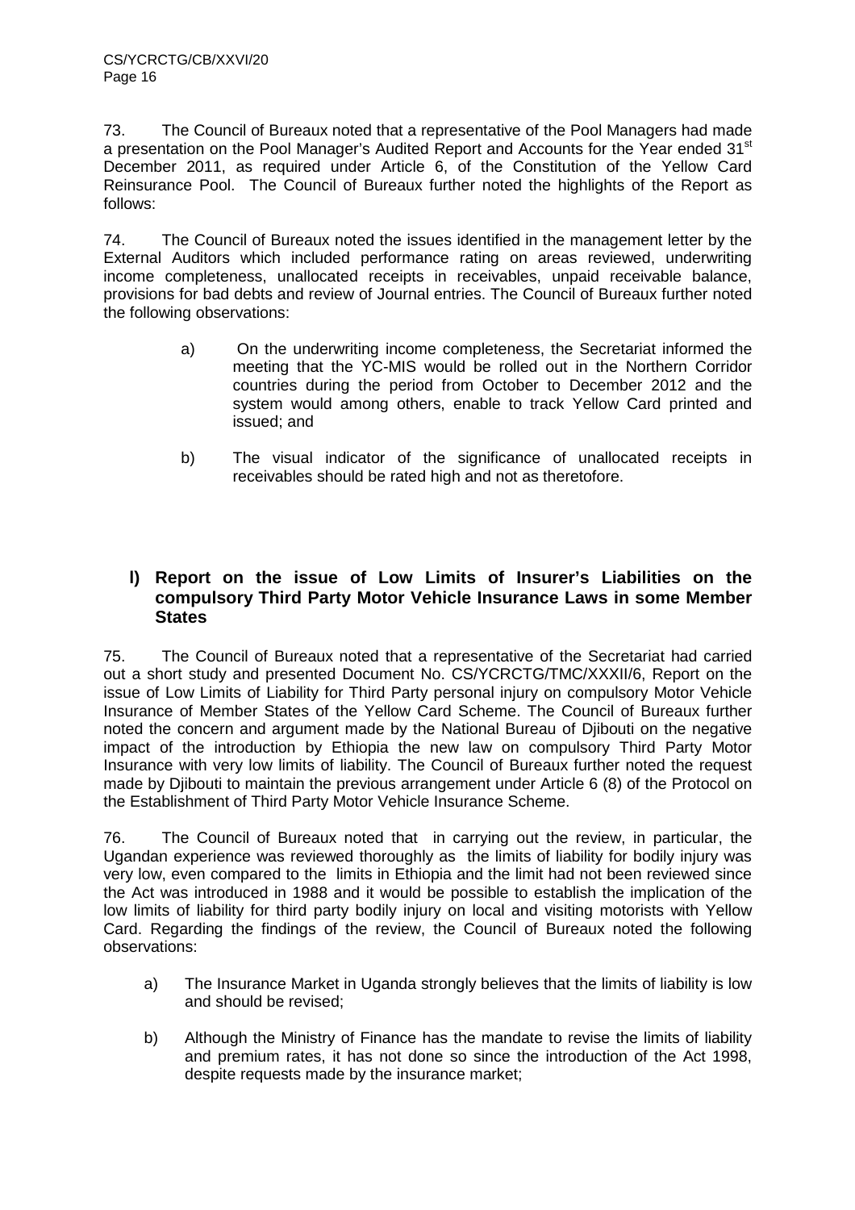73. The Council of Bureaux noted that a representative of the Pool Managers had made a presentation on the Pool Manager's Audited Report and Accounts for the Year ended 31st December 2011, as required under Article 6, of the Constitution of the Yellow Card Reinsurance Pool. The Council of Bureaux further noted the highlights of the Report as follows:

74. The Council of Bureaux noted the issues identified in the management letter by the External Auditors which included performance rating on areas reviewed, underwriting income completeness, unallocated receipts in receivables, unpaid receivable balance, provisions for bad debts and review of Journal entries. The Council of Bureaux further noted the following observations:

a) On the underwriting income completeness, the Secretariat informed the meeting that the YC-MIS would be rolled out in the Northern Corridor countries during the period from October to December 2012 and the system would among others, enable to track Yellow Card printed and issued; and

b) The visual indicator of the significance of unallocated receipts in receivables should be rated high and not as theretofore.

### l) Report on the issue of Low Limits of Insurer's Liabilities on the compulsory Third Party Motor Vehicle Insurance Laws in some Member States

75. The Council of Bureaux noted that a representative of the Secretariat had carried out a short study and presented Document No. CS/YCRCTG/TMC/XXXII/6, Report on the issue of Low Limits of Liability for Third Party personal injury on compulsory Motor Vehicle Insurance of Member States of the Yellow Card Scheme. The Council of Bureaux further noted the concern and argument made by the National Bureau of Djibouti on the negative impact of the introduction by Ethiopia the new law on compulsory Third Party Motor Insurance with very low limits of liability. The Council of Bureaux further noted the request made by Djibouti to maintain the previous arrangement under Article 6 (8) of the Protocol on the Establishment of Third Party Motor Vehicle Insurance Scheme.

76. The Council of Bureaux noted that in carrying out the review, in particular, the Ugandan experience was reviewed thoroughly as the limits of liability for bodily injury was very low, even compared to the limits in Ethiopia and the limit had not been reviewed since the Act was introduced in 1988 and it would be possible to establish the implication of the low limits of liability for third party bodily injury on local and visiting motorists with Yellow Card. Regarding the findings of the review, the Council of Bureaux noted the following observations:

a) The Insurance Market in Uganda strongly believes that the limits of liability is low and should be revised;

b) Although the Ministry of Finance has the mandate to revise the limits of liability and premium rates, it has not done so since the introduction of the Act 1998, despite requests made by the insurance market;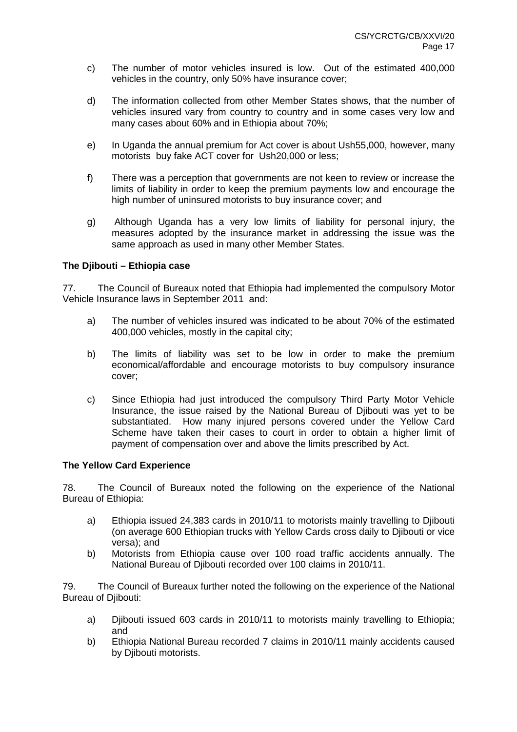c) The number of motor vehicles insured is low. Out of the estimated 400,000 vehicles in the country, only 50% have insurance cover;

d) The information collected from other Member States shows, that the number of vehicles insured vary from country to country and in some cases very low and many cases about 60% and in Ethiopia about 70%;

e) In Uganda the annual premium for Act cover is about Ush55,000, however, many motorists buy fake ACT cover for Ush20,000 or less;

f) There was a perception that governments are not keen to review or increase the limits of liability in order to keep the premium payments low and encourage the high number of uninsured motorists to buy insurance cover; and

g) Although Uganda has a very low limits of liability for personal injury, the measures adopted by the insurance market in addressing the issue was the same approach as used in many other Member States.

**The Djibouti – Ethiopia case**

77. The Council of Bureaux noted that Ethiopia had implemented the compulsory Motor Vehicle Insurance laws in September 2011 and:

a) The number of vehicles insured was indicated to be about 70% of the estimated 400,000 vehicles, mostly in the capital city;

b) The limits of liability was set to be low in order to make the premium economical/affordable and encourage motorists to buy compulsory insurance cover;

c) Since Ethiopia had just introduced the compulsory Third Party Motor Vehicle Insurance, the issue raised by the National Bureau of Djibouti was yet to be substantiated. How many injured persons covered under the Yellow Card Scheme have taken their cases to court in order to obtain a higher limit of payment of compensation over and above the limits prescribed by Act.

**The Yellow Card Experience**

78. The Council of Bureaux noted the following on the experience of the National Bureau of Ethiopia:

a) Ethiopia issued 24,383 cards in 2010/11 to motorists mainly travelling to Djibouti (on average 600 Ethiopian trucks with Yellow Cards cross daily to Djibouti or vice versa); and
b) Motorists from Ethiopia cause over 100 road traffic accidents annually. The National Bureau of Djibouti recorded over 100 claims in 2010/11.

79. The Council of Bureaux further noted the following on the experience of the National Bureau of Djibouti:

a) Djibouti issued 603 cards in 2010/11 to motorists mainly travelling to Ethiopia; and
b) Ethiopia National Bureau recorded 7 claims in 2010/11 mainly accidents caused by Djibouti motorists.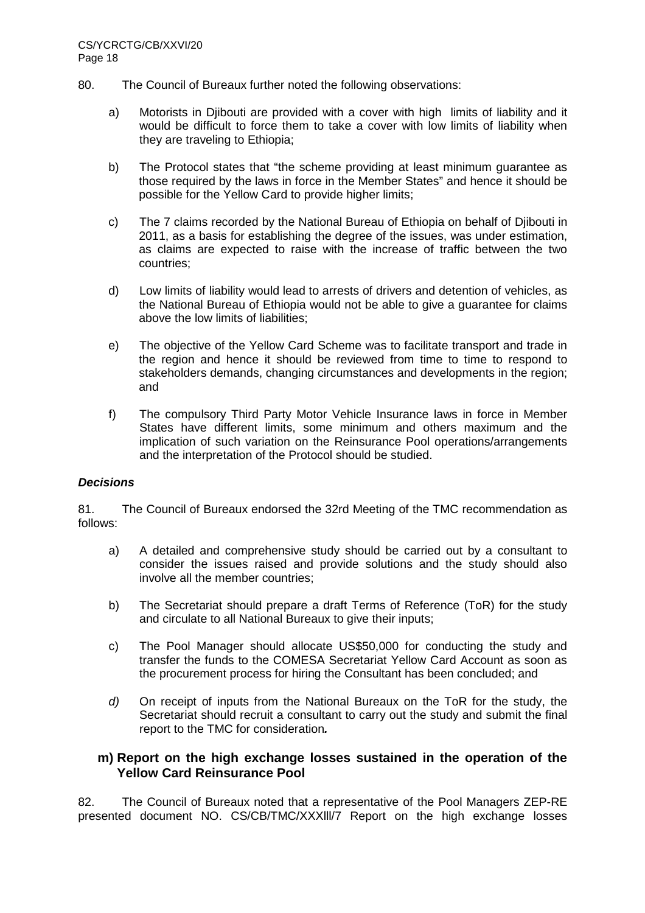80. The Council of Bureaux further noted the following observations:

a) Motorists in Djibouti are provided with a cover with high limits of liability and it would be difficult to force them to take a cover with low limits of liability when they are traveling to Ethiopia;

b) The Protocol states that "the scheme providing at least minimum guarantee as those required by the laws in force in the Member States" and hence it should be possible for the Yellow Card to provide higher limits;

c) The 7 claims recorded by the National Bureau of Ethiopia on behalf of Djibouti in 2011, as a basis for establishing the degree of the issues, was under estimation, as claims are expected to raise with the increase of traffic between the two countries;

d) Low limits of liability would lead to arrests of drivers and detention of vehicles, as the National Bureau of Ethiopia would not be able to give a guarantee for claims above the low limits of liabilities;

e) The objective of the Yellow Card Scheme was to facilitate transport and trade in the region and hence it should be reviewed from time to time to respond to stakeholders demands, changing circumstances and developments in the region; and

f) The compulsory Third Party Motor Vehicle Insurance laws in force in Member States have different limits, some minimum and others maximum and the implication of such variation on the Reinsurance Pool operations/arrangements and the interpretation of the Protocol should be studied.

***Decisions***

81. The Council of Bureaux endorsed the 32rd Meeting of the TMC recommendation as follows:

a) A detailed and comprehensive study should be carried out by a consultant to consider the issues raised and provide solutions and the study should also involve all the member countries;

b) The Secretariat should prepare a draft Terms of Reference (ToR) for the study and circulate to all National Bureaux to give their inputs;

c) The Pool Manager should allocate US$50,000 for conducting the study and transfer the funds to the COMESA Secretariat Yellow Card Account as soon as the procurement process for hiring the Consultant has been concluded; and

*d)* On receipt of inputs from the National Bureaux on the ToR for the study, the Secretariat should recruit a consultant to carry out the study and submit the final report to the TMC for consideration***.***

### m) Report on the high exchange losses sustained in the operation of the Yellow Card Reinsurance Pool

82. The Council of Bureaux noted that a representative of the Pool Managers ZEP-RE presented document NO. CS/CB/TMC/XXXIII/7 Report on the high exchange losses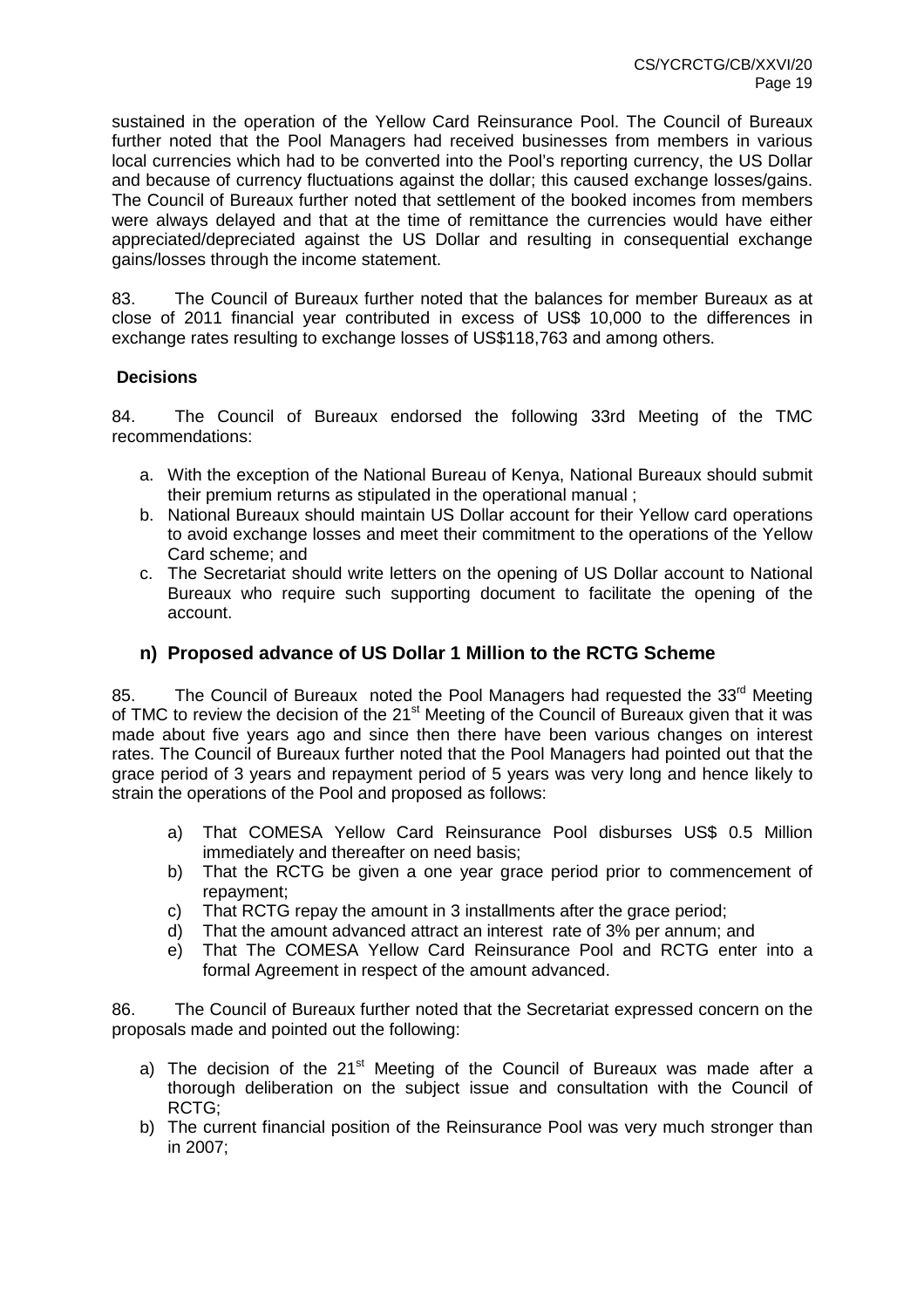sustained in the operation of the Yellow Card Reinsurance Pool. The Council of Bureaux further noted that the Pool Managers had received businesses from members in various local currencies which had to be converted into the Pool's reporting currency, the US Dollar and because of currency fluctuations against the dollar; this caused exchange losses/gains. The Council of Bureaux further noted that settlement of the booked incomes from members were always delayed and that at the time of remittance the currencies would have either appreciated/depreciated against the US Dollar and resulting in consequential exchange gains/losses through the income statement.

83. The Council of Bureaux further noted that the balances for member Bureaux as at close of 2011 financial year contributed in excess of US$ 10,000 to the differences in exchange rates resulting to exchange losses of US$118,763 and among others.

**Decisions**

84. The Council of Bureaux endorsed the following 33rd Meeting of the TMC recommendations:

a. With the exception of the National Bureau of Kenya, National Bureaux should submit their premium returns as stipulated in the operational manual ;
b. National Bureaux should maintain US Dollar account for their Yellow card operations to avoid exchange losses and meet their commitment to the operations of the Yellow Card scheme; and
c. The Secretariat should write letters on the opening of US Dollar account to National Bureaux who require such supporting document to facilitate the opening of the account.

### n) Proposed advance of US Dollar 1 Million to the RCTG Scheme

85. The Council of Bureaux noted the Pool Managers had requested the 33rd Meeting of TMC to review the decision of the 21st Meeting of the Council of Bureaux given that it was made about five years ago and since then there have been various changes on interest rates. The Council of Bureaux further noted that the Pool Managers had pointed out that the grace period of 3 years and repayment period of 5 years was very long and hence likely to strain the operations of the Pool and proposed as follows:

a) That COMESA Yellow Card Reinsurance Pool disburses US$ 0.5 Million immediately and thereafter on need basis;
b) That the RCTG be given a one year grace period prior to commencement of repayment;
c) That RCTG repay the amount in 3 installments after the grace period;
d) That the amount advanced attract an interest rate of 3% per annum; and
e) That The COMESA Yellow Card Reinsurance Pool and RCTG enter into a formal Agreement in respect of the amount advanced.

86. The Council of Bureaux further noted that the Secretariat expressed concern on the proposals made and pointed out the following:

a) The decision of the 21st Meeting of the Council of Bureaux was made after a thorough deliberation on the subject issue and consultation with the Council of RCTG;
b) The current financial position of the Reinsurance Pool was very much stronger than in 2007;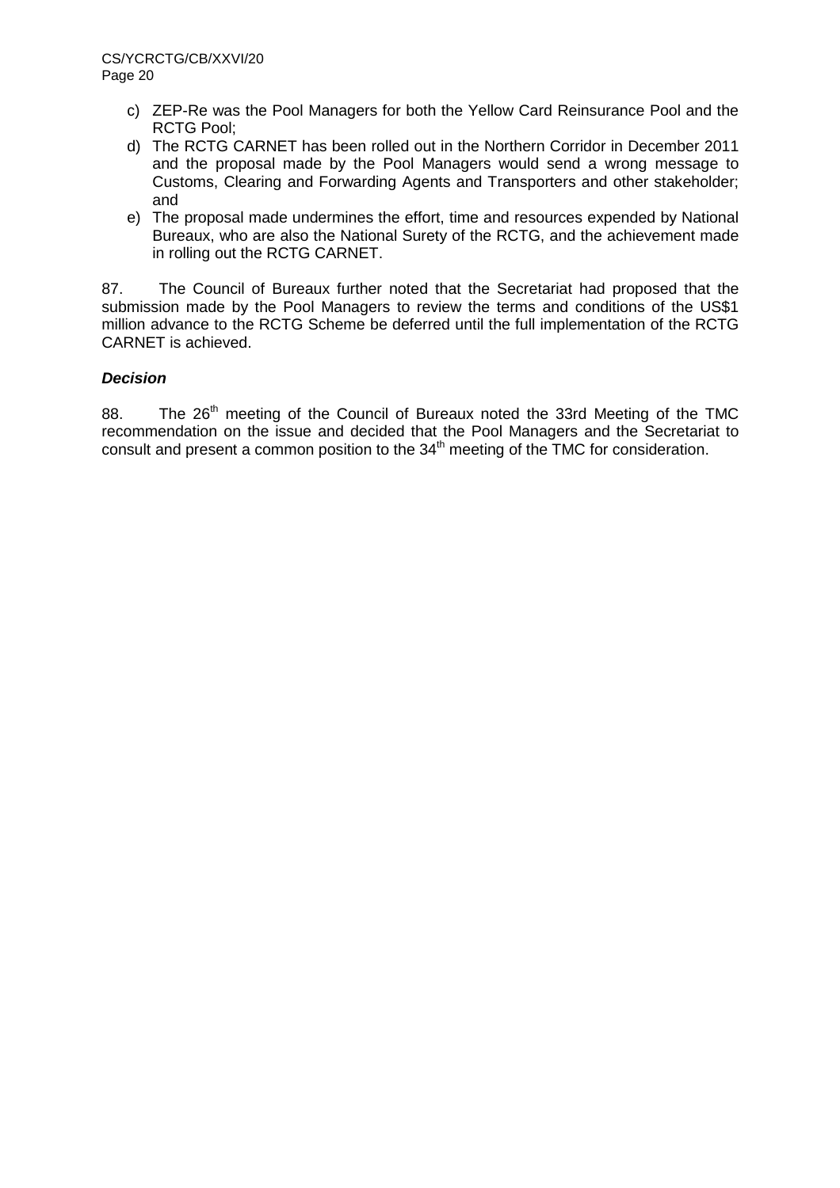c) ZEP-Re was the Pool Managers for both the Yellow Card Reinsurance Pool and the RCTG Pool;
d) The RCTG CARNET has been rolled out in the Northern Corridor in December 2011 and the proposal made by the Pool Managers would send a wrong message to Customs, Clearing and Forwarding Agents and Transporters and other stakeholder; and
e) The proposal made undermines the effort, time and resources expended by National Bureaux, who are also the National Surety of the RCTG, and the achievement made in rolling out the RCTG CARNET.

87. The Council of Bureaux further noted that the Secretariat had proposed that the submission made by the Pool Managers to review the terms and conditions of the US$1 million advance to the RCTG Scheme be deferred until the full implementation of the RCTG CARNET is achieved.

***Decision***

88. The 26th meeting of the Council of Bureaux noted the 33rd Meeting of the TMC recommendation on the issue and decided that the Pool Managers and the Secretariat to consult and present a common position to the 34th meeting of the TMC for consideration.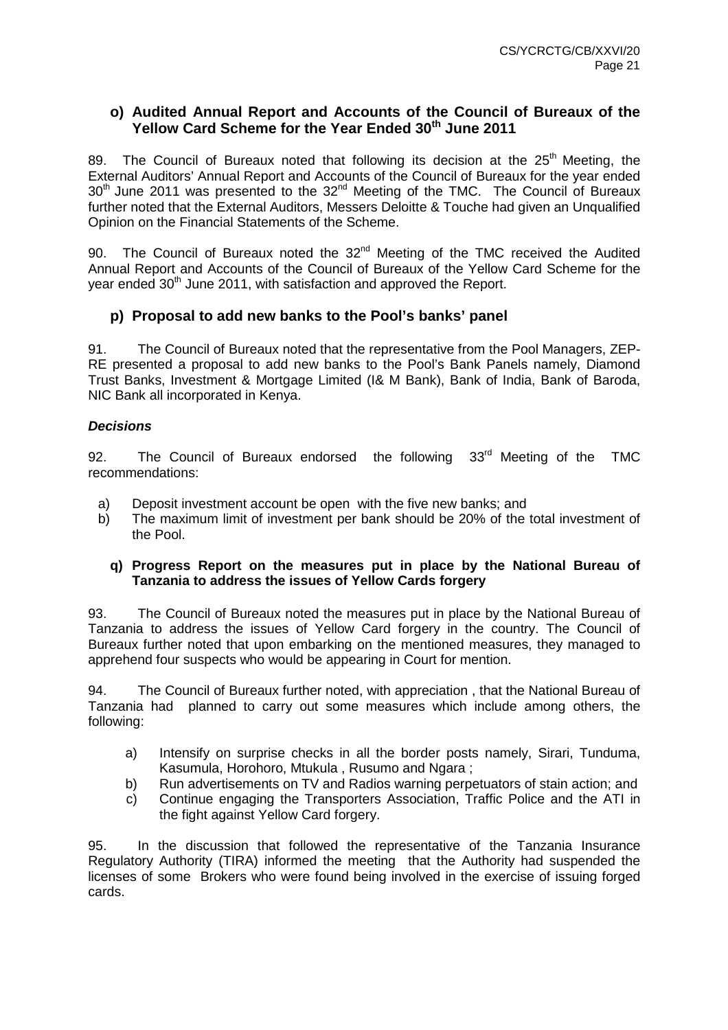### o) Audited Annual Report and Accounts of the Council of Bureaux of the Yellow Card Scheme for the Year Ended 30th June 2011

89. The Council of Bureaux noted that following its decision at the 25th Meeting, the External Auditors' Annual Report and Accounts of the Council of Bureaux for the year ended 30th June 2011 was presented to the 32nd Meeting of the TMC. The Council of Bureaux further noted that the External Auditors, Messers Deloitte & Touche had given an Unqualified Opinion on the Financial Statements of the Scheme.

90. The Council of Bureaux noted the 32nd Meeting of the TMC received the Audited Annual Report and Accounts of the Council of Bureaux of the Yellow Card Scheme for the year ended 30th June 2011, with satisfaction and approved the Report.

### p) Proposal to add new banks to the Pool's banks' panel

91. The Council of Bureaux noted that the representative from the Pool Managers, ZEP-RE presented a proposal to add new banks to the Pool's Bank Panels namely, Diamond Trust Banks, Investment & Mortgage Limited (I& M Bank), Bank of India, Bank of Baroda, NIC Bank all incorporated in Kenya.

***Decisions***

92. The Council of Bureaux endorsed the following 33rd Meeting of the TMC recommendations:

a) Deposit investment account be open with the five new banks; and
b) The maximum limit of investment per bank should be 20% of the total investment of the Pool.

### q) Progress Report on the measures put in place by the National Bureau of Tanzania to address the issues of Yellow Cards forgery

93. The Council of Bureaux noted the measures put in place by the National Bureau of Tanzania to address the issues of Yellow Card forgery in the country. The Council of Bureaux further noted that upon embarking on the mentioned measures, they managed to apprehend four suspects who would be appearing in Court for mention.

94. The Council of Bureaux further noted, with appreciation , that the National Bureau of Tanzania had planned to carry out some measures which include among others, the following:

a) Intensify on surprise checks in all the border posts namely, Sirari, Tunduma, Kasumula, Horohoro, Mtukula , Rusumo and Ngara ;
b) Run advertisements on TV and Radios warning perpetuators of stain action; and
c) Continue engaging the Transporters Association, Traffic Police and the ATI in the fight against Yellow Card forgery.

95. In the discussion that followed the representative of the Tanzania Insurance Regulatory Authority (TIRA) informed the meeting that the Authority had suspended the licenses of some Brokers who were found being involved in the exercise of issuing forged cards.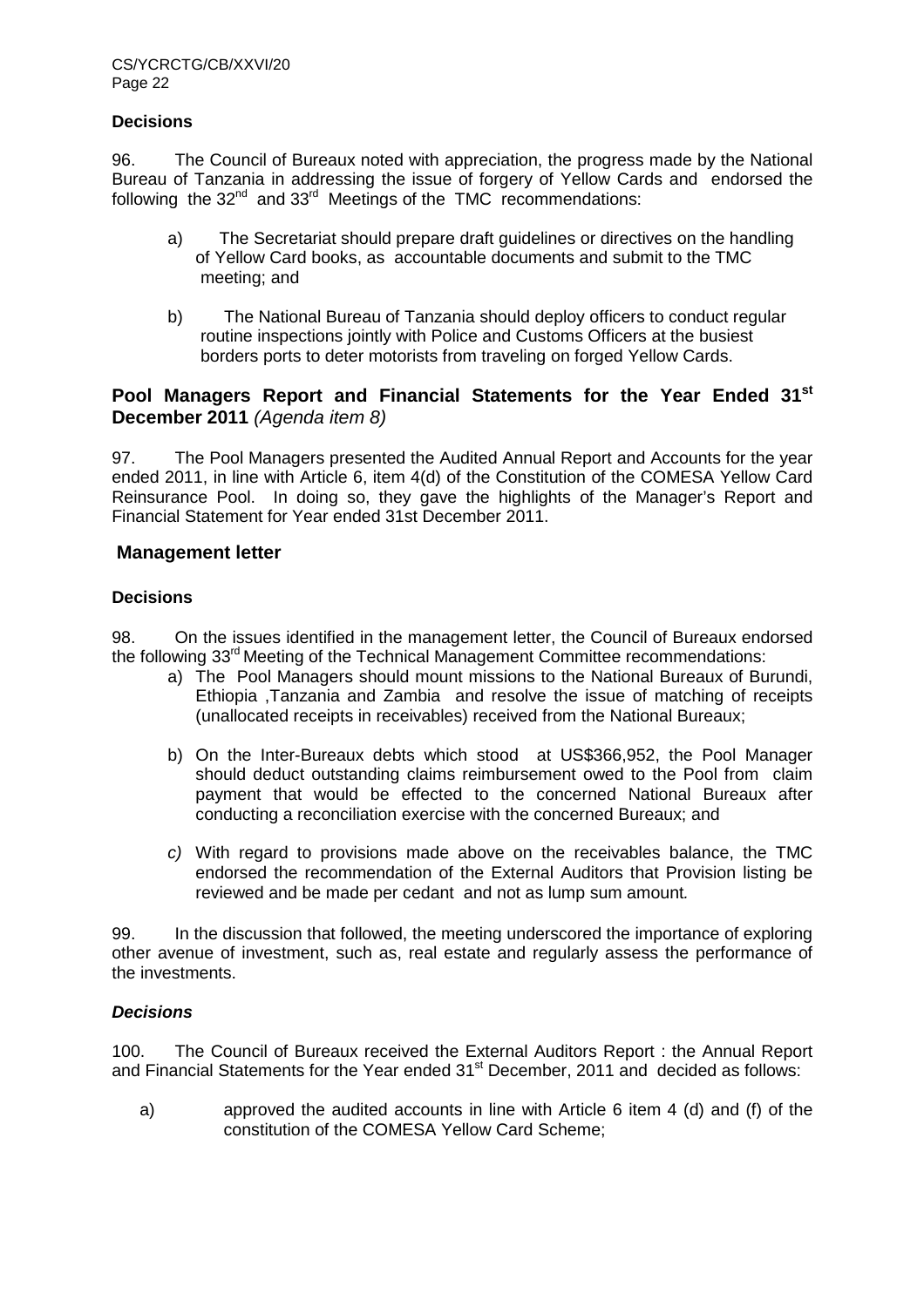**Decisions**

96. The Council of Bureaux noted with appreciation, the progress made by the National Bureau of Tanzania in addressing the issue of forgery of Yellow Cards and endorsed the following the 32nd and 33rd Meetings of the TMC recommendations:

a) The Secretariat should prepare draft guidelines or directives on the handling of Yellow Card books, as accountable documents and submit to the TMC meeting; and

b) The National Bureau of Tanzania should deploy officers to conduct regular routine inspections jointly with Police and Customs Officers at the busiest borders ports to deter motorists from traveling on forged Yellow Cards.

## Pool Managers Report and Financial Statements for the Year Ended 31st December 2011 *(Agenda item 8)*

97. The Pool Managers presented the Audited Annual Report and Accounts for the year ended 2011, in line with Article 6, item 4(d) of the Constitution of the COMESA Yellow Card Reinsurance Pool. In doing so, they gave the highlights of the Manager's Report and Financial Statement for Year ended 31st December 2011.

## Management letter

**Decisions**

98. On the issues identified in the management letter, the Council of Bureaux endorsed the following 33rd Meeting of the Technical Management Committee recommendations:

a) The Pool Managers should mount missions to the National Bureaux of Burundi, Ethiopia ,Tanzania and Zambia and resolve the issue of matching of receipts (unallocated receipts in receivables) received from the National Bureaux;

b) On the Inter-Bureaux debts which stood at US$366,952, the Pool Manager should deduct outstanding claims reimbursement owed to the Pool from claim payment that would be effected to the concerned National Bureaux after conducting a reconciliation exercise with the concerned Bureaux; and

*c)* With regard to provisions made above on the receivables balance, the TMC endorsed the recommendation of the External Auditors that Provision listing be reviewed and be made per cedant and not as lump sum amount*.*

99. In the discussion that followed, the meeting underscored the importance of exploring other avenue of investment, such as, real estate and regularly assess the performance of the investments.

***Decisions***

100. The Council of Bureaux received the External Auditors Report : the Annual Report and Financial Statements for the Year ended 31st December, 2011 and decided as follows:

a) approved the audited accounts in line with Article 6 item 4 (d) and (f) of the constitution of the COMESA Yellow Card Scheme;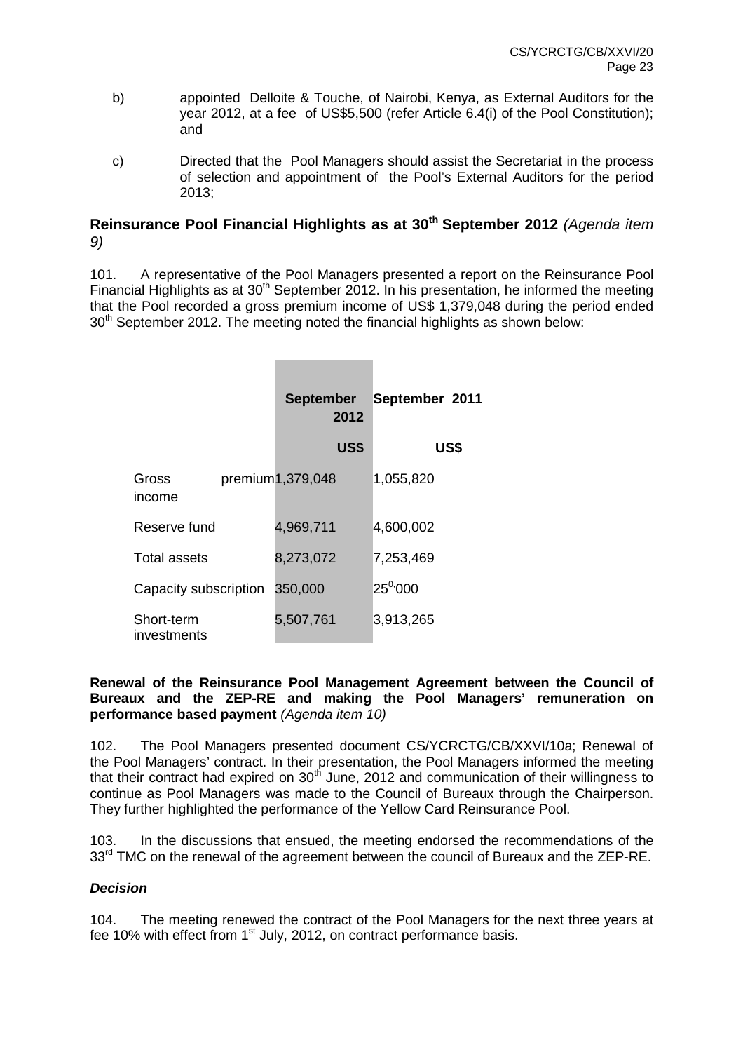b) appointed Delloite & Touche, of Nairobi, Kenya, as External Auditors for the year 2012, at a fee of US$5,500 (refer Article 6.4(i) of the Pool Constitution); and

c) Directed that the Pool Managers should assist the Secretariat in the process of selection and appointment of the Pool's External Auditors for the period 2013;

## Reinsurance Pool Financial Highlights as at 30th September 2012 *(Agenda item 9)*

101. A representative of the Pool Managers presented a report on the Reinsurance Pool Financial Highlights as at 30th September 2012. In his presentation, he informed the meeting that the Pool recorded a gross premium income of US$ 1,379,048 during the period ended 30th September 2012. The meeting noted the financial highlights as shown below:

| | **September 2012** | **September 2011** |
|---|---|---|
| | **US$** | **US$** |
| Gross premium income | 1,379,048 | 1,055,820 |
| Reserve fund | 4,969,711 | 4,600,002 |
| Total assets | 8,273,072 | 7,253,469 |
| Capacity subscription | 350,000 | 250,000 |
| Short-term investments | 5,507,761 | 3,913,265 |

**Renewal of the Reinsurance Pool Management Agreement between the Council of Bureaux and the ZEP-RE and making the Pool Managers' remuneration on performance based payment** *(Agenda item 10)*

102. The Pool Managers presented document CS/YCRCTG/CB/XXVI/10a; Renewal of the Pool Managers' contract. In their presentation, the Pool Managers informed the meeting that their contract had expired on 30th June, 2012 and communication of their willingness to continue as Pool Managers was made to the Council of Bureaux through the Chairperson. They further highlighted the performance of the Yellow Card Reinsurance Pool.

103. In the discussions that ensued, the meeting endorsed the recommendations of the 33rd TMC on the renewal of the agreement between the council of Bureaux and the ZEP-RE.

***Decision***

104. The meeting renewed the contract of the Pool Managers for the next three years at fee 10% with effect from 1st July, 2012, on contract performance basis.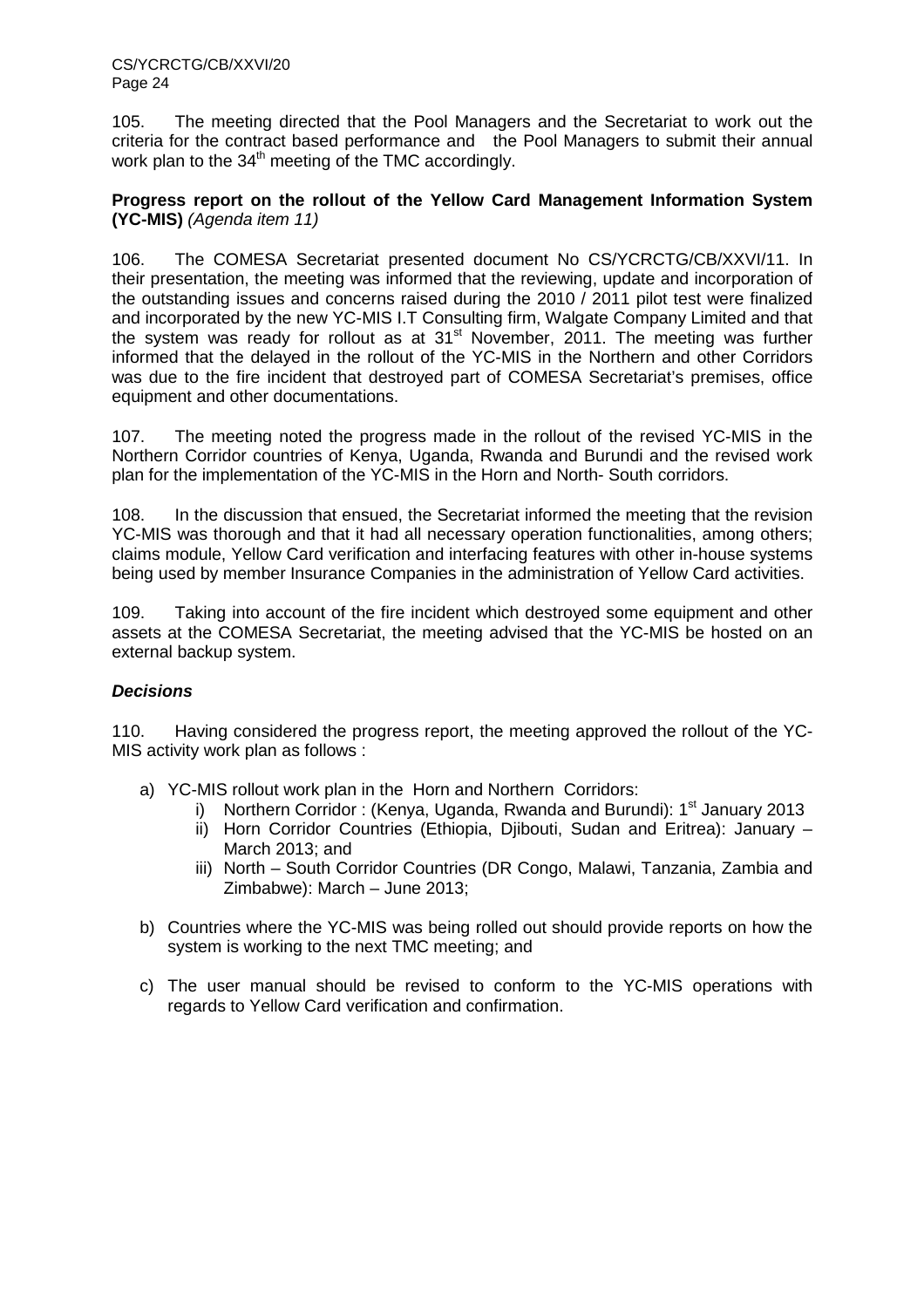105. The meeting directed that the Pool Managers and the Secretariat to work out the criteria for the contract based performance and the Pool Managers to submit their annual work plan to the 34th meeting of the TMC accordingly.

**Progress report on the rollout of the Yellow Card Management Information System (YC-MIS)** *(Agenda item 11)*

106. The COMESA Secretariat presented document No CS/YCRCTG/CB/XXVI/11. In their presentation, the meeting was informed that the reviewing, update and incorporation of the outstanding issues and concerns raised during the 2010 / 2011 pilot test were finalized and incorporated by the new YC-MIS I.T Consulting firm, Walgate Company Limited and that the system was ready for rollout as at 31st November, 2011. The meeting was further informed that the delayed in the rollout of the YC-MIS in the Northern and other Corridors was due to the fire incident that destroyed part of COMESA Secretariat's premises, office equipment and other documentations.

107. The meeting noted the progress made in the rollout of the revised YC-MIS in the Northern Corridor countries of Kenya, Uganda, Rwanda and Burundi and the revised work plan for the implementation of the YC-MIS in the Horn and North- South corridors.

108. In the discussion that ensued, the Secretariat informed the meeting that the revision YC-MIS was thorough and that it had all necessary operation functionalities, among others; claims module, Yellow Card verification and interfacing features with other in-house systems being used by member Insurance Companies in the administration of Yellow Card activities.

109. Taking into account of the fire incident which destroyed some equipment and other assets at the COMESA Secretariat, the meeting advised that the YC-MIS be hosted on an external backup system.

***Decisions***

110. Having considered the progress report, the meeting approved the rollout of the YC-MIS activity work plan as follows :

a) YC-MIS rollout work plan in the Horn and Northern Corridors:
   i) Northern Corridor : (Kenya, Uganda, Rwanda and Burundi): 1st January 2013
   ii) Horn Corridor Countries (Ethiopia, Djibouti, Sudan and Eritrea): January – March 2013; and
   iii) North – South Corridor Countries (DR Congo, Malawi, Tanzania, Zambia and Zimbabwe): March – June 2013;

b) Countries where the YC-MIS was being rolled out should provide reports on how the system is working to the next TMC meeting; and

c) The user manual should be revised to conform to the YC-MIS operations with regards to Yellow Card verification and confirmation.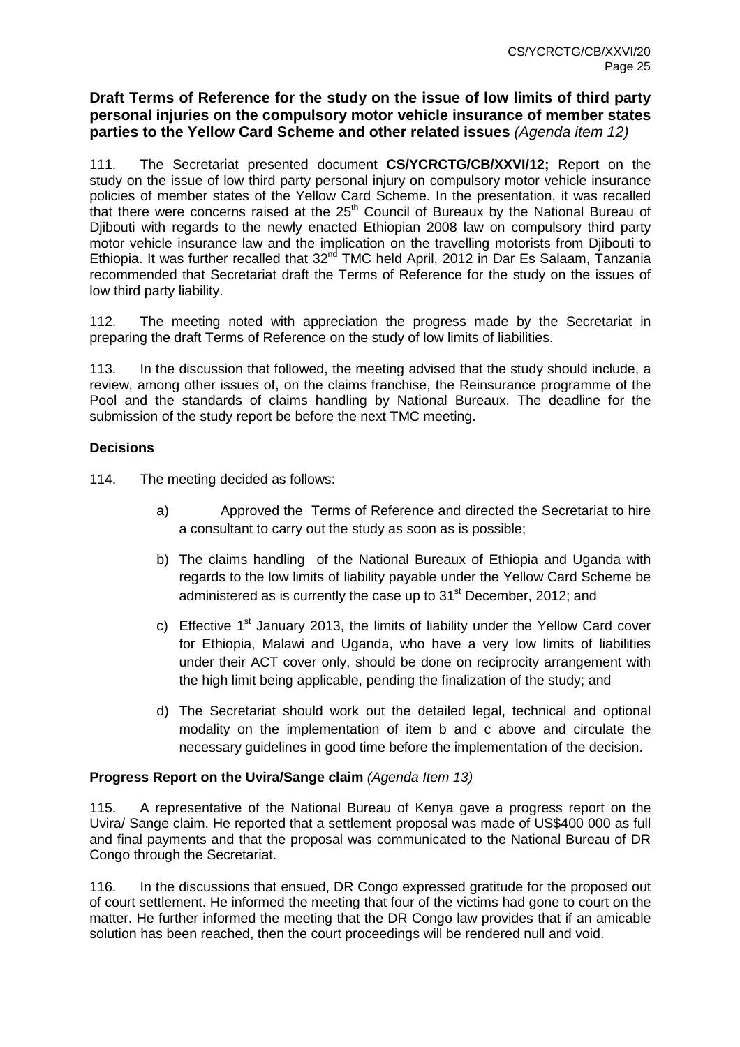**Draft Terms of Reference for the study on the issue of low limits of third party personal injuries on the compulsory motor vehicle insurance of member states parties to the Yellow Card Scheme and other related issues** *(Agenda item 12)*

111. The Secretariat presented document **CS/YCRCTG/CB/XXVI/12;** Report on the study on the issue of low third party personal injury on compulsory motor vehicle insurance policies of member states of the Yellow Card Scheme. In the presentation, it was recalled that there were concerns raised at the 25th Council of Bureaux by the National Bureau of Djibouti with regards to the newly enacted Ethiopian 2008 law on compulsory third party motor vehicle insurance law and the implication on the travelling motorists from Djibouti to Ethiopia. It was further recalled that 32nd TMC held April, 2012 in Dar Es Salaam, Tanzania recommended that Secretariat draft the Terms of Reference for the study on the issues of low third party liability.

112. The meeting noted with appreciation the progress made by the Secretariat in preparing the draft Terms of Reference on the study of low limits of liabilities.

113. In the discussion that followed, the meeting advised that the study should include, a review, among other issues of, on the claims franchise, the Reinsurance programme of the Pool and the standards of claims handling by National Bureaux. The deadline for the submission of the study report be before the next TMC meeting.

**Decisions**

114. The meeting decided as follows:

a) Approved the Terms of Reference and directed the Secretariat to hire a consultant to carry out the study as soon as is possible;

b) The claims handling of the National Bureaux of Ethiopia and Uganda with regards to the low limits of liability payable under the Yellow Card Scheme be administered as is currently the case up to 31st December, 2012; and

c) Effective 1st January 2013, the limits of liability under the Yellow Card cover for Ethiopia, Malawi and Uganda, who have a very low limits of liabilities under their ACT cover only, should be done on reciprocity arrangement with the high limit being applicable, pending the finalization of the study; and

d) The Secretariat should work out the detailed legal, technical and optional modality on the implementation of item b and c above and circulate the necessary guidelines in good time before the implementation of the decision.

**Progress Report on the Uvira/Sange claim** *(Agenda Item 13)*

115. A representative of the National Bureau of Kenya gave a progress report on the Uvira/ Sange claim. He reported that a settlement proposal was made of US$400 000 as full and final payments and that the proposal was communicated to the National Bureau of DR Congo through the Secretariat.

116. In the discussions that ensued, DR Congo expressed gratitude for the proposed out of court settlement. He informed the meeting that four of the victims had gone to court on the matter. He further informed the meeting that the DR Congo law provides that if an amicable solution has been reached, then the court proceedings will be rendered null and void.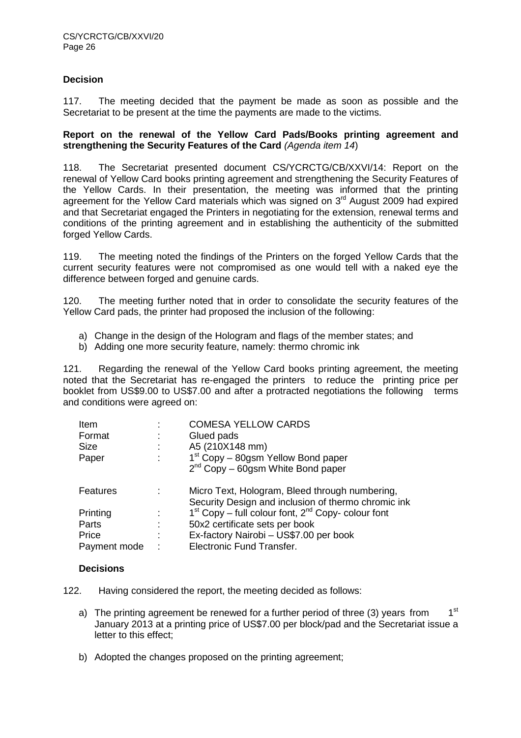**Decision**

117. The meeting decided that the payment be made as soon as possible and the Secretariat to be present at the time the payments are made to the victims.

**Report on the renewal of the Yellow Card Pads/Books printing agreement and strengthening the Security Features of the Card** *(Agenda item 14)*

118. The Secretariat presented document CS/YCRCTG/CB/XXVI/14: Report on the renewal of Yellow Card books printing agreement and strengthening the Security Features of the Yellow Cards. In their presentation, the meeting was informed that the printing agreement for the Yellow Card materials which was signed on 3rd August 2009 had expired and that Secretariat engaged the Printers in negotiating for the extension, renewal terms and conditions of the printing agreement and in establishing the authenticity of the submitted forged Yellow Cards.

119. The meeting noted the findings of the Printers on the forged Yellow Cards that the current security features were not compromised as one would tell with a naked eye the difference between forged and genuine cards.

120. The meeting further noted that in order to consolidate the security features of the Yellow Card pads, the printer had proposed the inclusion of the following:

a) Change in the design of the Hologram and flags of the member states; and
b) Adding one more security feature, namely: thermo chromic ink

121. Regarding the renewal of the Yellow Card books printing agreement, the meeting noted that the Secretariat has re-engaged the printers to reduce the printing price per booklet from US$9.00 to US$7.00 and after a protracted negotiations the following terms and conditions were agreed on:

| | | |
|---|---|---|
| Item | : | COMESA YELLOW CARDS |
| Format | : | Glued pads |
| Size | : | A5 (210X148 mm) |
| Paper | : | 1st Copy – 80gsm Yellow Bond paper<br>2nd Copy – 60gsm White Bond paper |
| Features | : | Micro Text, Hologram, Bleed through numbering, Security Design and inclusion of thermo chromic ink |
| Printing | : | 1st Copy – full colour font, 2nd Copy- colour font |
| Parts | : | 50x2 certificate sets per book |
| Price | : | Ex-factory Nairobi – US$7.00 per book |
| Payment mode | : | Electronic Fund Transfer. |

**Decisions**

122. Having considered the report, the meeting decided as follows:

a) The printing agreement be renewed for a further period of three (3) years from 1st January 2013 at a printing price of US$7.00 per block/pad and the Secretariat issue a letter to this effect;

b) Adopted the changes proposed on the printing agreement;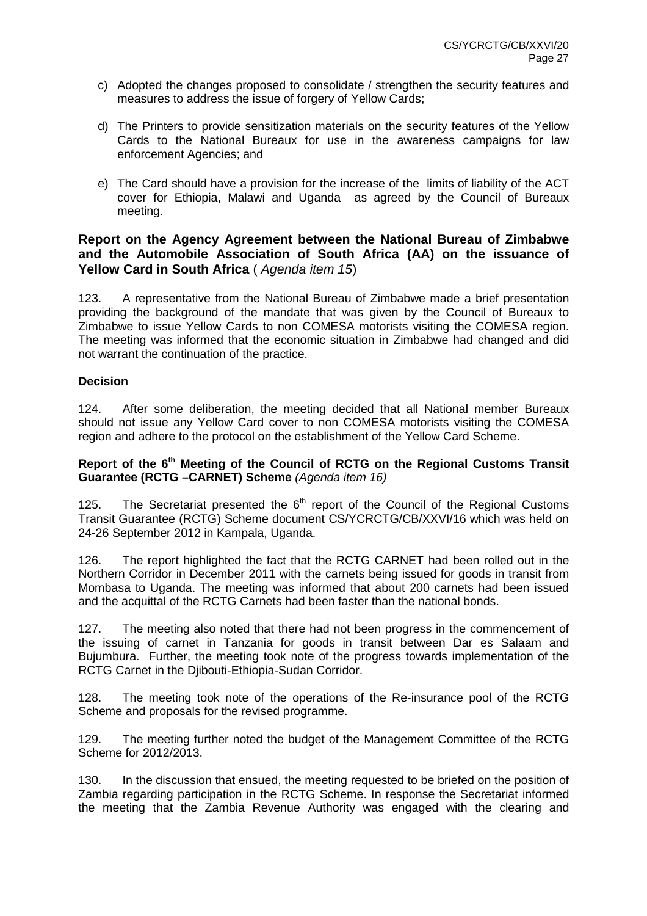c) Adopted the changes proposed to consolidate / strengthen the security features and measures to address the issue of forgery of Yellow Cards;

d) The Printers to provide sensitization materials on the security features of the Yellow Cards to the National Bureaux for use in the awareness campaigns for law enforcement Agencies; and

e) The Card should have a provision for the increase of the limits of liability of the ACT cover for Ethiopia, Malawi and Uganda as agreed by the Council of Bureaux meeting.

**Report on the Agency Agreement between the National Bureau of Zimbabwe and the Automobile Association of South Africa (AA) on the issuance of Yellow Card in South Africa** ( *Agenda item 15*)

123. A representative from the National Bureau of Zimbabwe made a brief presentation providing the background of the mandate that was given by the Council of Bureaux to Zimbabwe to issue Yellow Cards to non COMESA motorists visiting the COMESA region. The meeting was informed that the economic situation in Zimbabwe had changed and did not warrant the continuation of the practice.

**Decision**

124. After some deliberation, the meeting decided that all National member Bureaux should not issue any Yellow Card cover to non COMESA motorists visiting the COMESA region and adhere to the protocol on the establishment of the Yellow Card Scheme.

**Report of the 6th Meeting of the Council of RCTG on the Regional Customs Transit Guarantee (RCTG –CARNET) Scheme** *(Agenda item 16)*

125. The Secretariat presented the 6th report of the Council of the Regional Customs Transit Guarantee (RCTG) Scheme document CS/YCRCTG/CB/XXVI/16 which was held on 24-26 September 2012 in Kampala, Uganda.

126. The report highlighted the fact that the RCTG CARNET had been rolled out in the Northern Corridor in December 2011 with the carnets being issued for goods in transit from Mombasa to Uganda. The meeting was informed that about 200 carnets had been issued and the acquittal of the RCTG Carnets had been faster than the national bonds.

127. The meeting also noted that there had not been progress in the commencement of the issuing of carnet in Tanzania for goods in transit between Dar es Salaam and Bujumbura. Further, the meeting took note of the progress towards implementation of the RCTG Carnet in the Djibouti-Ethiopia-Sudan Corridor.

128. The meeting took note of the operations of the Re-insurance pool of the RCTG Scheme and proposals for the revised programme.

129. The meeting further noted the budget of the Management Committee of the RCTG Scheme for 2012/2013.

130. In the discussion that ensued, the meeting requested to be briefed on the position of Zambia regarding participation in the RCTG Scheme. In response the Secretariat informed the meeting that the Zambia Revenue Authority was engaged with the clearing and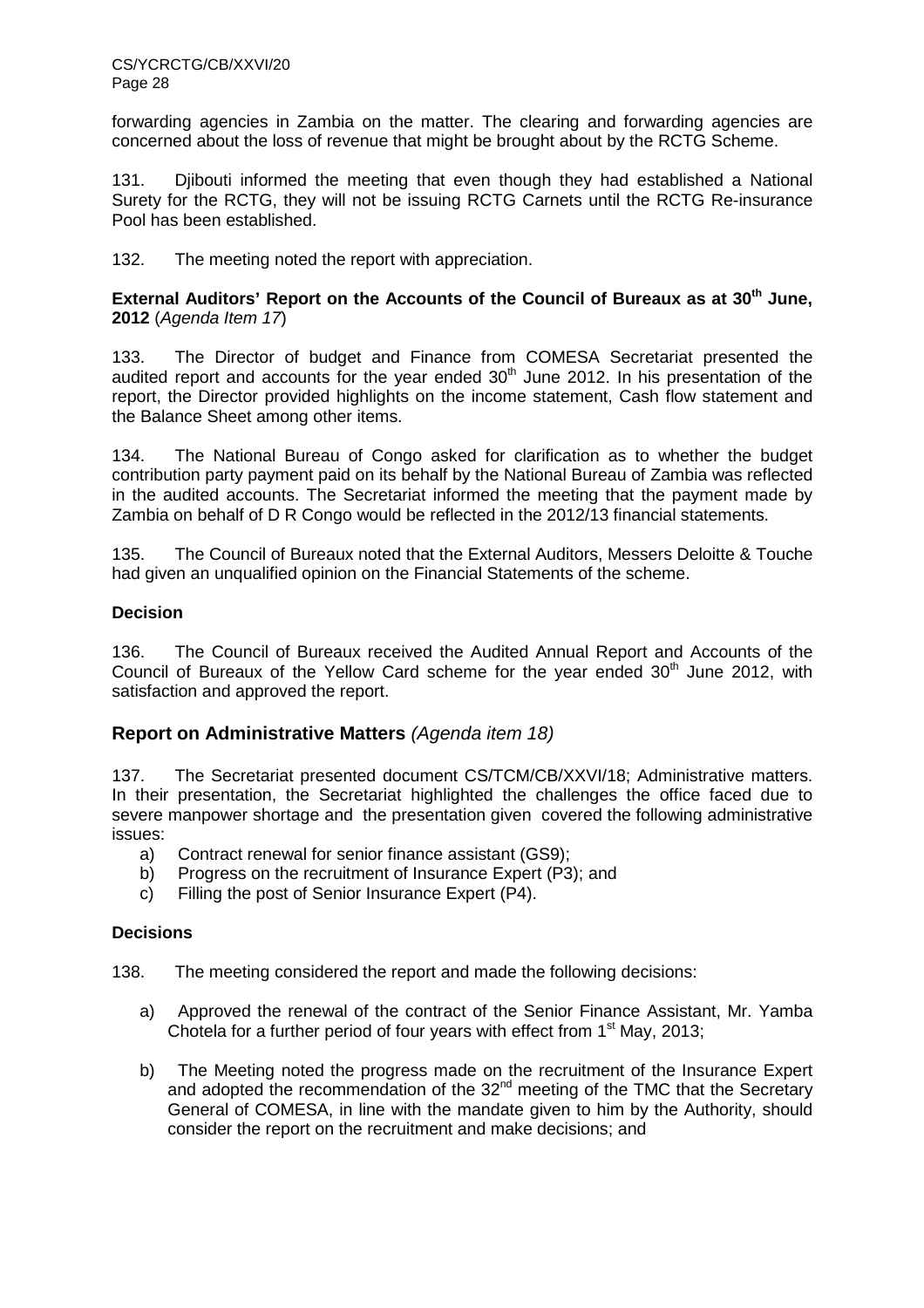forwarding agencies in Zambia on the matter. The clearing and forwarding agencies are concerned about the loss of revenue that might be brought about by the RCTG Scheme.

131. Djibouti informed the meeting that even though they had established a National Surety for the RCTG, they will not be issuing RCTG Carnets until the RCTG Re-insurance Pool has been established.

132. The meeting noted the report with appreciation.

**External Auditors' Report on the Accounts of the Council of Bureaux as at 30th June, 2012** (*Agenda Item 17*)

133. The Director of budget and Finance from COMESA Secretariat presented the audited report and accounts for the year ended 30th June 2012. In his presentation of the report, the Director provided highlights on the income statement, Cash flow statement and the Balance Sheet among other items.

134. The National Bureau of Congo asked for clarification as to whether the budget contribution party payment paid on its behalf by the National Bureau of Zambia was reflected in the audited accounts. The Secretariat informed the meeting that the payment made by Zambia on behalf of D R Congo would be reflected in the 2012/13 financial statements.

135. The Council of Bureaux noted that the External Auditors, Messers Deloitte & Touche had given an unqualified opinion on the Financial Statements of the scheme.

**Decision**

136. The Council of Bureaux received the Audited Annual Report and Accounts of the Council of Bureaux of the Yellow Card scheme for the year ended 30th June 2012, with satisfaction and approved the report.

## Report on Administrative Matters *(Agenda item 18)*

137. The Secretariat presented document CS/TCM/CB/XXVI/18; Administrative matters. In their presentation, the Secretariat highlighted the challenges the office faced due to severe manpower shortage and the presentation given covered the following administrative issues:

a) Contract renewal for senior finance assistant (GS9);
b) Progress on the recruitment of Insurance Expert (P3); and
c) Filling the post of Senior Insurance Expert (P4).

**Decisions**

138. The meeting considered the report and made the following decisions:

a) Approved the renewal of the contract of the Senior Finance Assistant, Mr. Yamba Chotela for a further period of four years with effect from 1st May, 2013;

b) The Meeting noted the progress made on the recruitment of the Insurance Expert and adopted the recommendation of the 32nd meeting of the TMC that the Secretary General of COMESA, in line with the mandate given to him by the Authority, should consider the report on the recruitment and make decisions; and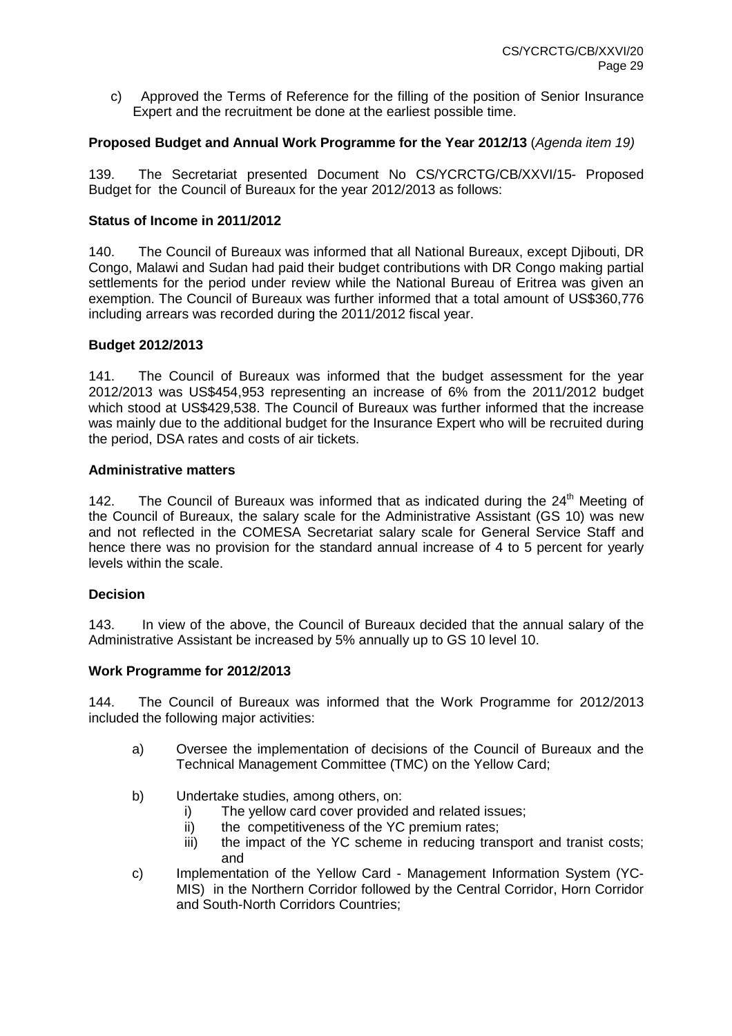c) Approved the Terms of Reference for the filling of the position of Senior Insurance Expert and the recruitment be done at the earliest possible time.

**Proposed Budget and Annual Work Programme for the Year 2012/13** (*Agenda item 19)*

139. The Secretariat presented Document No CS/YCRCTG/CB/XXVI/15- Proposed Budget for the Council of Bureaux for the year 2012/2013 as follows:

**Status of Income in 2011/2012**

140. The Council of Bureaux was informed that all National Bureaux, except Djibouti, DR Congo, Malawi and Sudan had paid their budget contributions with DR Congo making partial settlements for the period under review while the National Bureau of Eritrea was given an exemption. The Council of Bureaux was further informed that a total amount of US$360,776 including arrears was recorded during the 2011/2012 fiscal year.

**Budget 2012/2013**

141. The Council of Bureaux was informed that the budget assessment for the year 2012/2013 was US$454,953 representing an increase of 6% from the 2011/2012 budget which stood at US$429,538. The Council of Bureaux was further informed that the increase was mainly due to the additional budget for the Insurance Expert who will be recruited during the period, DSA rates and costs of air tickets.

**Administrative matters**

142. The Council of Bureaux was informed that as indicated during the 24th Meeting of the Council of Bureaux, the salary scale for the Administrative Assistant (GS 10) was new and not reflected in the COMESA Secretariat salary scale for General Service Staff and hence there was no provision for the standard annual increase of 4 to 5 percent for yearly levels within the scale.

**Decision**

143. In view of the above, the Council of Bureaux decided that the annual salary of the Administrative Assistant be increased by 5% annually up to GS 10 level 10.

**Work Programme for 2012/2013**

144. The Council of Bureaux was informed that the Work Programme for 2012/2013 included the following major activities:

a) Oversee the implementation of decisions of the Council of Bureaux and the Technical Management Committee (TMC) on the Yellow Card;

b) Undertake studies, among others, on:
   - i) The yellow card cover provided and related issues;
   - ii) the competitiveness of the YC premium rates;
   - iii) the impact of the YC scheme in reducing transport and tranist costs; and

c) Implementation of the Yellow Card - Management Information System (YC-MIS) in the Northern Corridor followed by the Central Corridor, Horn Corridor and South-North Corridors Countries;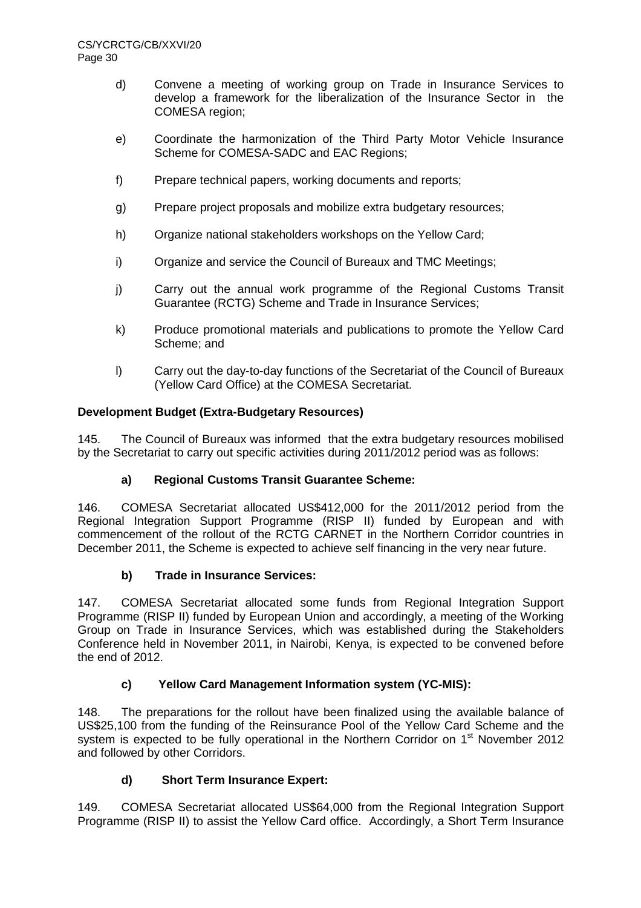d) Convene a meeting of working group on Trade in Insurance Services to develop a framework for the liberalization of the Insurance Sector in the COMESA region;

e) Coordinate the harmonization of the Third Party Motor Vehicle Insurance Scheme for COMESA-SADC and EAC Regions;

f) Prepare technical papers, working documents and reports;

g) Prepare project proposals and mobilize extra budgetary resources;

h) Organize national stakeholders workshops on the Yellow Card;

i) Organize and service the Council of Bureaux and TMC Meetings;

j) Carry out the annual work programme of the Regional Customs Transit Guarantee (RCTG) Scheme and Trade in Insurance Services;

k) Produce promotional materials and publications to promote the Yellow Card Scheme; and

l) Carry out the day-to-day functions of the Secretariat of the Council of Bureaux (Yellow Card Office) at the COMESA Secretariat.

**Development Budget (Extra-Budgetary Resources)**

145. The Council of Bureaux was informed that the extra budgetary resources mobilised by the Secretariat to carry out specific activities during 2011/2012 period was as follows:

**a) Regional Customs Transit Guarantee Scheme:**

146. COMESA Secretariat allocated US$412,000 for the 2011/2012 period from the Regional Integration Support Programme (RISP II) funded by European and with commencement of the rollout of the RCTG CARNET in the Northern Corridor countries in December 2011, the Scheme is expected to achieve self financing in the very near future.

**b) Trade in Insurance Services:**

147. COMESA Secretariat allocated some funds from Regional Integration Support Programme (RISP II) funded by European Union and accordingly, a meeting of the Working Group on Trade in Insurance Services, which was established during the Stakeholders Conference held in November 2011, in Nairobi, Kenya, is expected to be convened before the end of 2012.

**c) Yellow Card Management Information system (YC-MIS):**

148. The preparations for the rollout have been finalized using the available balance of US$25,100 from the funding of the Reinsurance Pool of the Yellow Card Scheme and the system is expected to be fully operational in the Northern Corridor on 1st November 2012 and followed by other Corridors.

**d) Short Term Insurance Expert:**

149. COMESA Secretariat allocated US$64,000 from the Regional Integration Support Programme (RISP II) to assist the Yellow Card office. Accordingly, a Short Term Insurance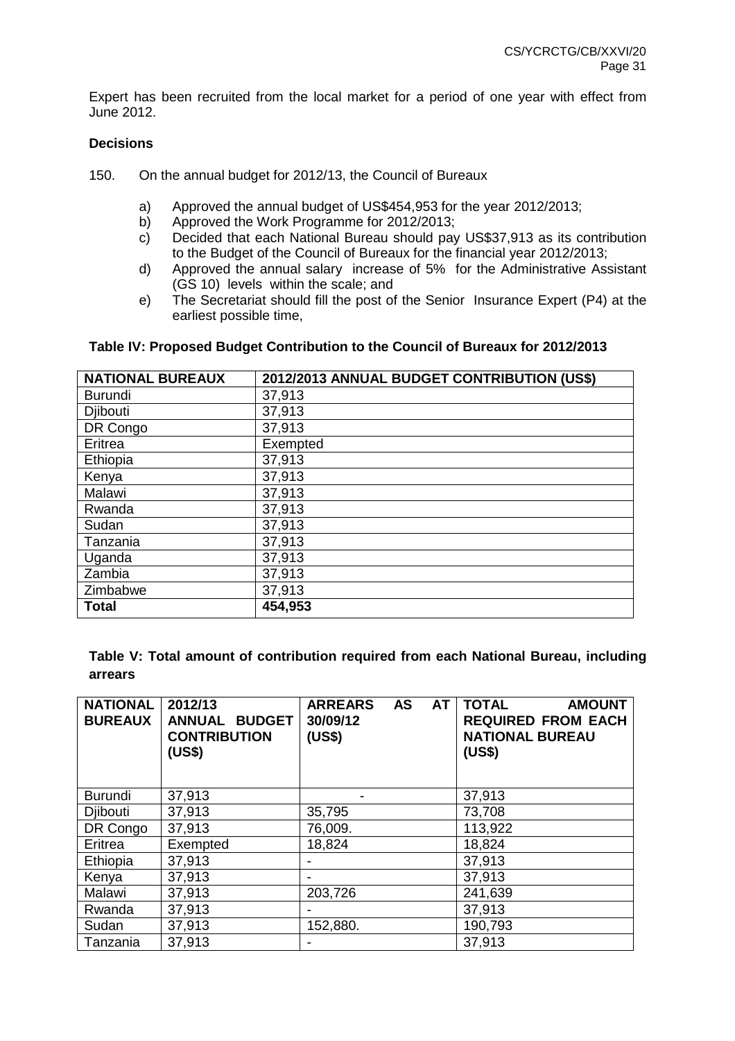Expert has been recruited from the local market for a period of one year with effect from June 2012.

**Decisions**

150. On the annual budget for 2012/13, the Council of Bureaux

   a) Approved the annual budget of US$454,953 for the year 2012/2013;
   b) Approved the Work Programme for 2012/2013;
   c) Decided that each National Bureau should pay US$37,913 as its contribution to the Budget of the Council of Bureaux for the financial year 2012/2013;
   d) Approved the annual salary increase of 5% for the Administrative Assistant (GS 10) levels within the scale; and
   e) The Secretariat should fill the post of the Senior Insurance Expert (P4) at the earliest possible time,

**Table IV: Proposed Budget Contribution to the Council of Bureaux for 2012/2013**

| NATIONAL BUREAUX | 2012/2013 ANNUAL BUDGET CONTRIBUTION (US$) |
|---|---|
| Burundi | 37,913 |
| Djibouti | 37,913 |
| DR Congo | 37,913 |
| Eritrea | Exempted |
| Ethiopia | 37,913 |
| Kenya | 37,913 |
| Malawi | 37,913 |
| Rwanda | 37,913 |
| Sudan | 37,913 |
| Tanzania | 37,913 |
| Uganda | 37,913 |
| Zambia | 37,913 |
| Zimbabwe | 37,913 |
| **Total** | **454,953** |

**Table V: Total amount of contribution required from each National Bureau, including arrears**

| NATIONAL BUREAUX | 2012/13 ANNUAL BUDGET CONTRIBUTION (US$) | ARREARS AS AT 30/09/12 (US$) | TOTAL AMOUNT REQUIRED FROM EACH NATIONAL BUREAU (US$) |
|---|---|---|---|
| Burundi | 37,913 | - | 37,913 |
| Djibouti | 37,913 | 35,795 | 73,708 |
| DR Congo | 37,913 | 76,009. | 113,922 |
| Eritrea | Exempted | 18,824 | 18,824 |
| Ethiopia | 37,913 | - | 37,913 |
| Kenya | 37,913 | - | 37,913 |
| Malawi | 37,913 | 203,726 | 241,639 |
| Rwanda | 37,913 | - | 37,913 |
| Sudan | 37,913 | 152,880. | 190,793 |
| Tanzania | 37,913 | - | 37,913 |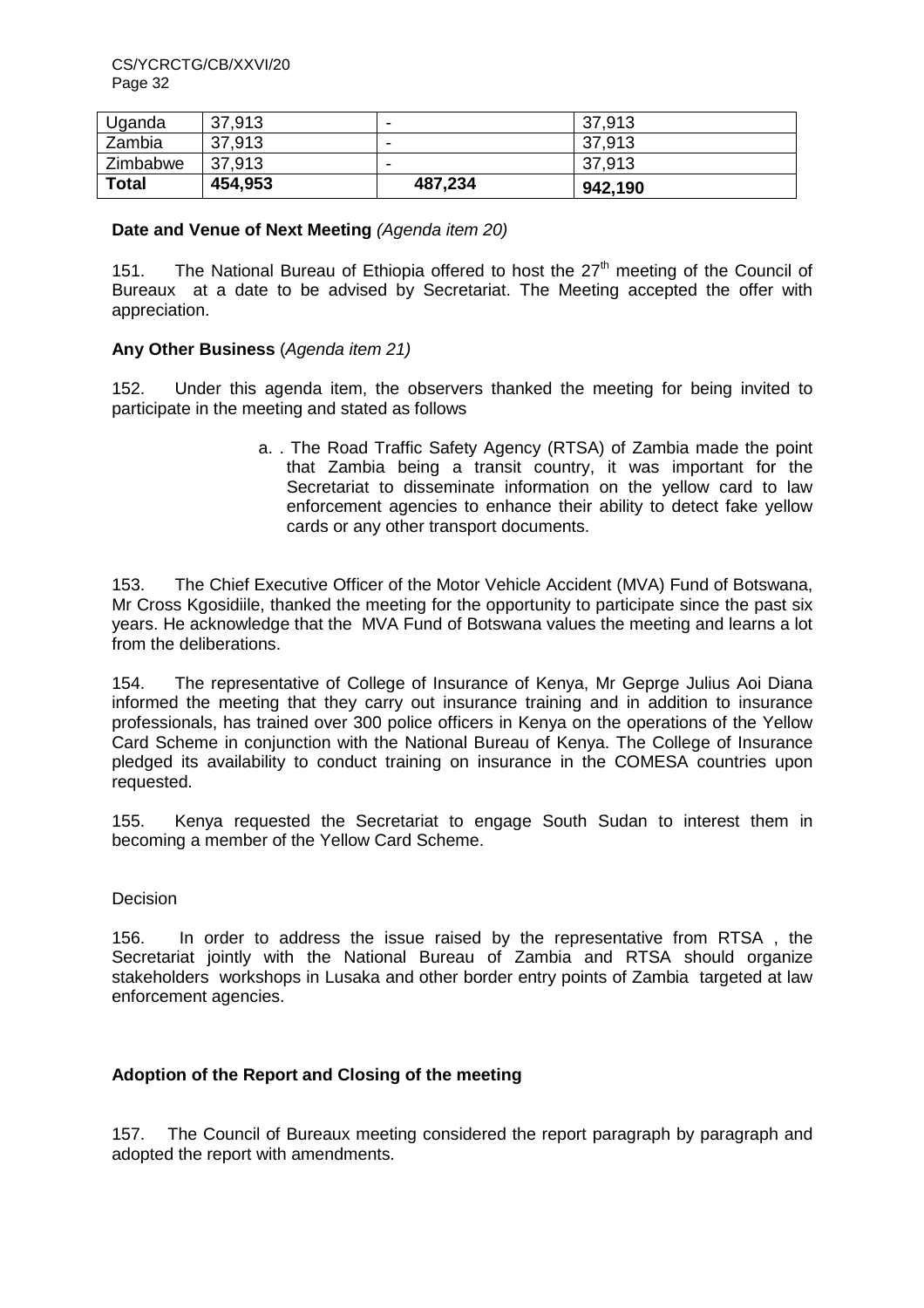| Uganda | 37,913 | - | 37,913 |
|---|---|---|---|
| Zambia | 37,913 | - | 37,913 |
| Zimbabwe | 37,913 | - | 37,913 |
| **Total** | **454,953** | **487,234** | **942,190** |

**Date and Venue of Next Meeting** *(Agenda item 20)*

151. The National Bureau of Ethiopia offered to host the 27[th] meeting of the Council of Bureaux at a date to be advised by Secretariat. The Meeting accepted the offer with appreciation.

**Any Other Business** (*Agenda item 21)*

152. Under this agenda item, the observers thanked the meeting for being invited to participate in the meeting and stated as follows

a. . The Road Traffic Safety Agency (RTSA) of Zambia made the point that Zambia being a transit country, it was important for the Secretariat to disseminate information on the yellow card to law enforcement agencies to enhance their ability to detect fake yellow cards or any other transport documents.

153. The Chief Executive Officer of the Motor Vehicle Accident (MVA) Fund of Botswana, Mr Cross Kgosidiile, thanked the meeting for the opportunity to participate since the past six years. He acknowledge that the MVA Fund of Botswana values the meeting and learns a lot from the deliberations.

154. The representative of College of Insurance of Kenya, Mr Geprge Julius Aoi Diana informed the meeting that they carry out insurance training and in addition to insurance professionals, has trained over 300 police officers in Kenya on the operations of the Yellow Card Scheme in conjunction with the National Bureau of Kenya. The College of Insurance pledged its availability to conduct training on insurance in the COMESA countries upon requested.

155. Kenya requested the Secretariat to engage South Sudan to interest them in becoming a member of the Yellow Card Scheme.

Decision

156. In order to address the issue raised by the representative from RTSA , the Secretariat jointly with the National Bureau of Zambia and RTSA should organize stakeholders workshops in Lusaka and other border entry points of Zambia targeted at law enforcement agencies.

**Adoption of the Report and Closing of the meeting**

157. The Council of Bureaux meeting considered the report paragraph by paragraph and adopted the report with amendments.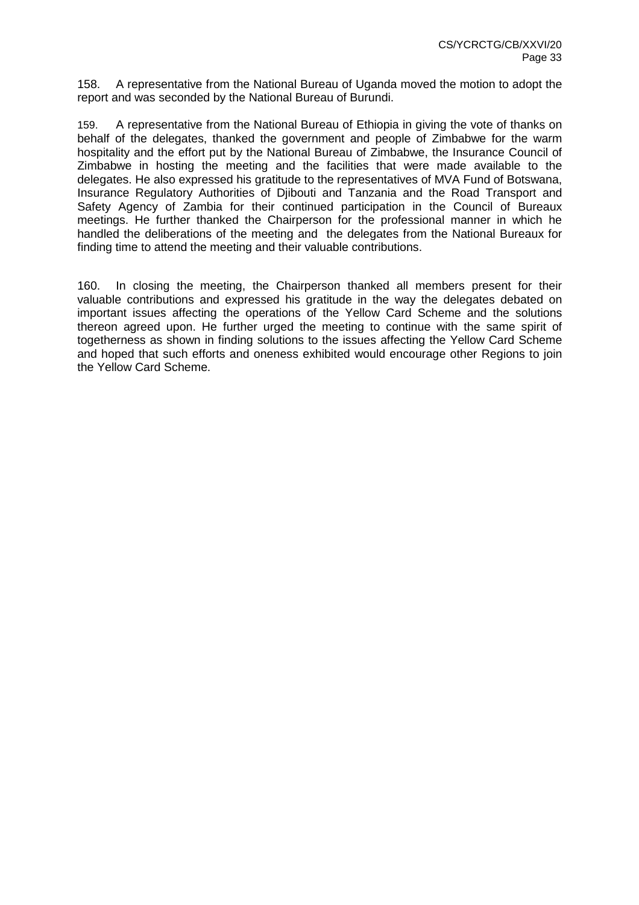158. A representative from the National Bureau of Uganda moved the motion to adopt the report and was seconded by the National Bureau of Burundi.

159. A representative from the National Bureau of Ethiopia in giving the vote of thanks on behalf of the delegates, thanked the government and people of Zimbabwe for the warm hospitality and the effort put by the National Bureau of Zimbabwe, the Insurance Council of Zimbabwe in hosting the meeting and the facilities that were made available to the delegates. He also expressed his gratitude to the representatives of MVA Fund of Botswana, Insurance Regulatory Authorities of Djibouti and Tanzania and the Road Transport and Safety Agency of Zambia for their continued participation in the Council of Bureaux meetings. He further thanked the Chairperson for the professional manner in which he handled the deliberations of the meeting and the delegates from the National Bureaux for finding time to attend the meeting and their valuable contributions.

160. In closing the meeting, the Chairperson thanked all members present for their valuable contributions and expressed his gratitude in the way the delegates debated on important issues affecting the operations of the Yellow Card Scheme and the solutions thereon agreed upon. He further urged the meeting to continue with the same spirit of togetherness as shown in finding solutions to the issues affecting the Yellow Card Scheme and hoped that such efforts and oneness exhibited would encourage other Regions to join the Yellow Card Scheme.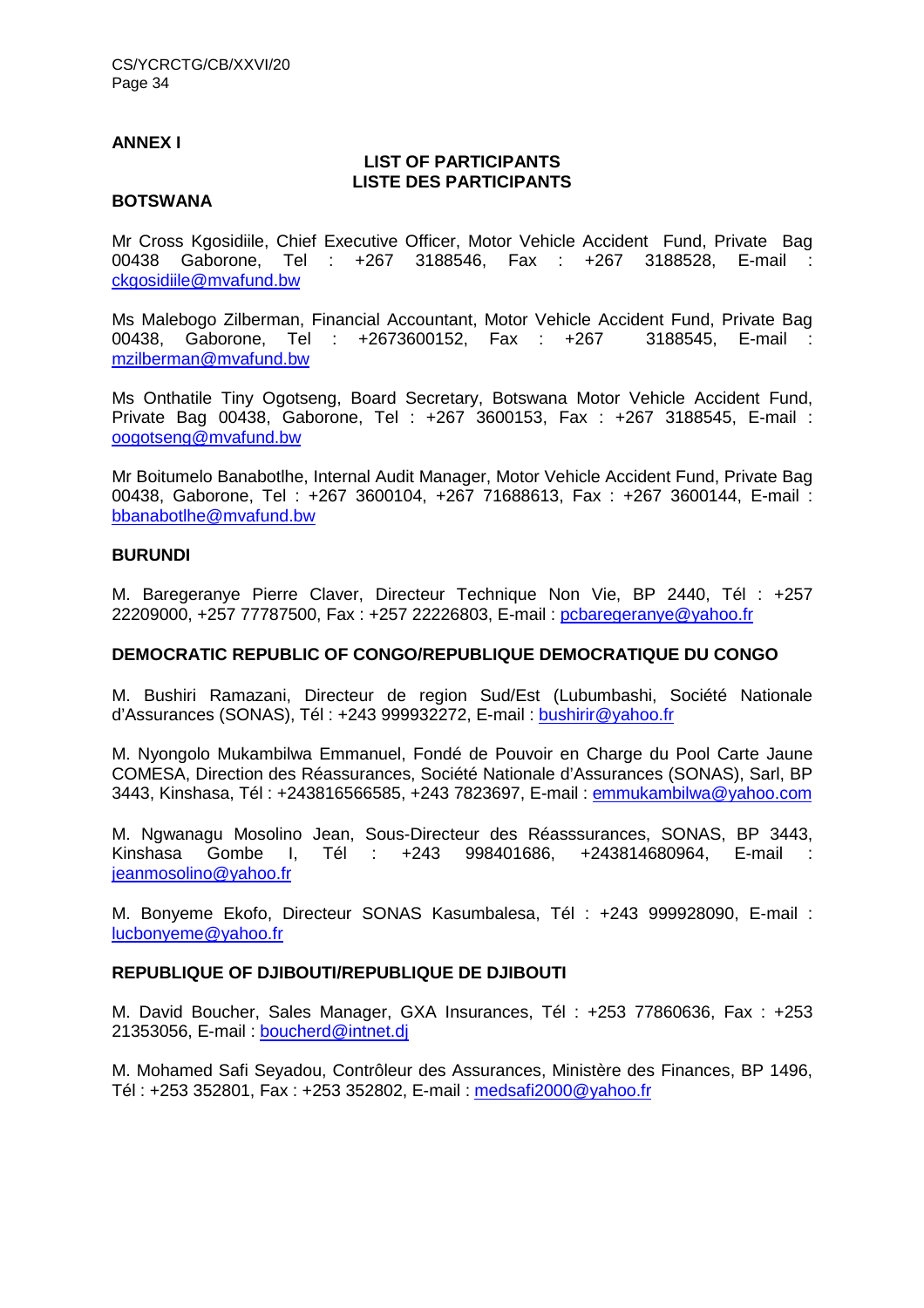## ANNEX I

### LIST OF PARTICIPANTS
### LISTE DES PARTICIPANTS

**BOTSWANA**

Mr Cross Kgosidiile, Chief Executive Officer, Motor Vehicle Accident Fund, Private Bag 00438 Gaborone, Tel : +267 3188546, Fax : +267 3188528, E-mail : ckgosidiile@mvafund.bw

Ms Malebogo Zilberman, Financial Accountant, Motor Vehicle Accident Fund, Private Bag 00438, Gaborone, Tel : +2673600152, Fax : +267 3188545, E-mail : mzilberman@mvafund.bw

Ms Onthatile Tiny Ogotseng, Board Secretary, Botswana Motor Vehicle Accident Fund, Private Bag 00438, Gaborone, Tel : +267 3600153, Fax : +267 3188545, E-mail : oogotseng@mvafund.bw

Mr Boitumelo Banabotlhe, Internal Audit Manager, Motor Vehicle Accident Fund, Private Bag 00438, Gaborone, Tel : +267 3600104, +267 71688613, Fax : +267 3600144, E-mail : bbanabotlhe@mvafund.bw

**BURUNDI**

M. Baregeranye Pierre Claver, Directeur Technique Non Vie, BP 2440, Tél : +257 22209000, +257 77787500, Fax : +257 22226803, E-mail : pcbaregeranye@yahoo.fr

**DEMOCRATIC REPUBLIC OF CONGO/REPUBLIQUE DEMOCRATIQUE DU CONGO**

M. Bushiri Ramazani, Directeur de region Sud/Est (Lubumbashi, Société Nationale d'Assurances (SONAS), Tél : +243 999932272, E-mail : bushirir@yahoo.fr

M. Nyongolo Mukambilwa Emmanuel, Fondé de Pouvoir en Charge du Pool Carte Jaune COMESA, Direction des Réassurances, Société Nationale d'Assurances (SONAS), Sarl, BP 3443, Kinshasa, Tél : +243816566585, +243 7823697, E-mail : emmukambilwa@yahoo.com

M. Ngwanagu Mosolino Jean, Sous-Directeur des Réasssurances, SONAS, BP 3443, Kinshasa Gombe I, Tél : +243 998401686, +243814680964, E-mail : jeanmosolino@yahoo.fr

M. Bonyeme Ekofo, Directeur SONAS Kasumbalesa, Tél : +243 999928090, E-mail : lucbonyeme@yahoo.fr

**REPUBLIQUE OF DJIBOUTI/REPUBLIQUE DE DJIBOUTI**

M. David Boucher, Sales Manager, GXA Insurances, Tél : +253 77860636, Fax : +253 21353056, E-mail : boucherd@intnet.dj

M. Mohamed Safi Seyadou, Contrôleur des Assurances, Ministère des Finances, BP 1496, Tél : +253 352801, Fax : +253 352802, E-mail : medsafi2000@yahoo.fr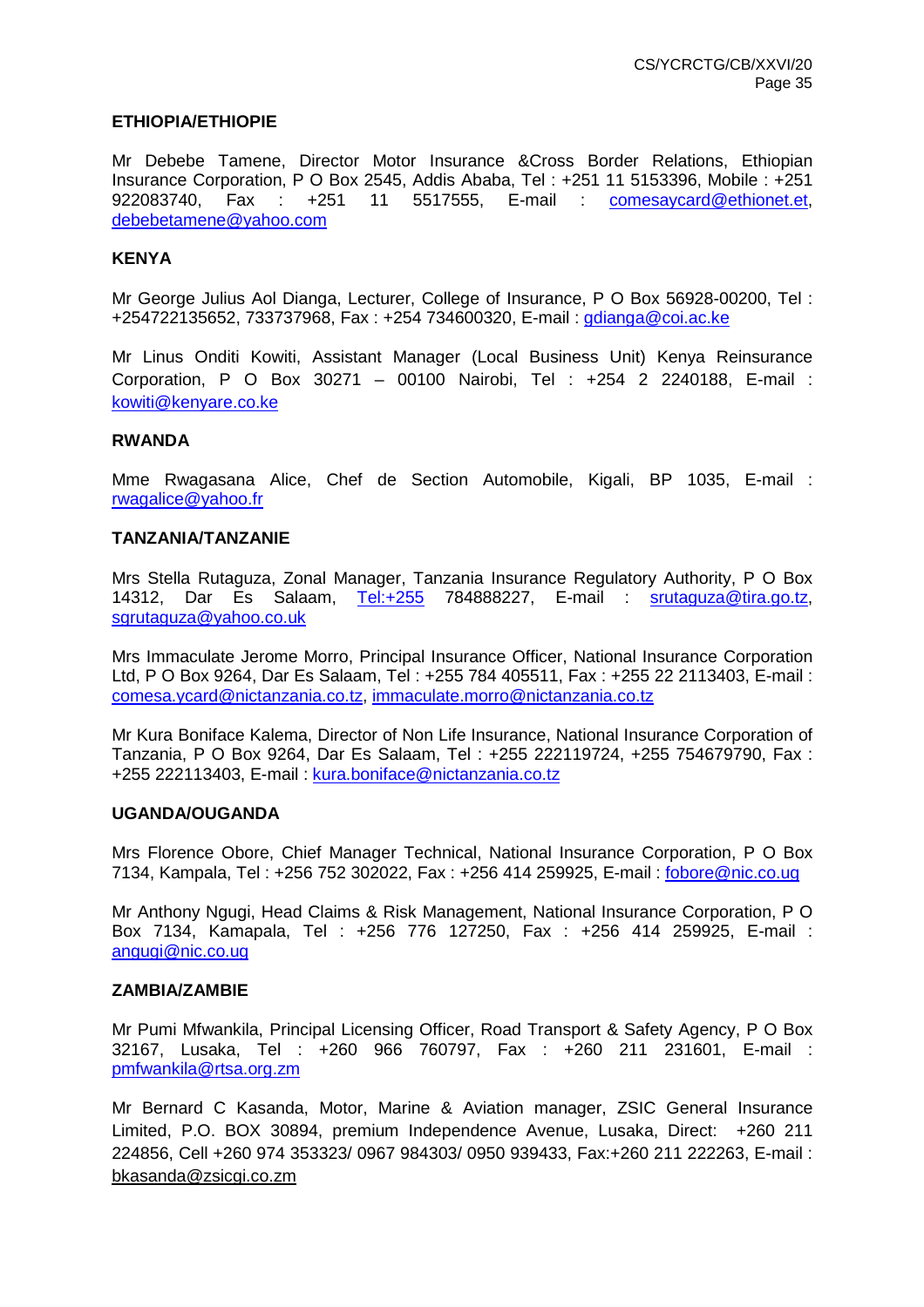**ETHIOPIA/ETHIOPIE**

Mr Debebe Tamene, Director Motor Insurance &Cross Border Relations, Ethiopian Insurance Corporation, P O Box 2545, Addis Ababa, Tel : +251 11 5153396, Mobile : +251 922083740, Fax : +251 11 5517555, E-mail : comesaycard@ethionet.et, debebetamene@yahoo.com

**KENYA**

Mr George Julius Aol Dianga, Lecturer, College of Insurance, P O Box 56928-00200, Tel : +254722135652, 733737968, Fax : +254 734600320, E-mail : gdianga@coi.ac.ke

Mr Linus Onditi Kowiti, Assistant Manager (Local Business Unit) Kenya Reinsurance Corporation, P O Box 30271 – 00100 Nairobi, Tel : +254 2 2240188, E-mail : kowiti@kenyare.co.ke

**RWANDA**

Mme Rwagasana Alice, Chef de Section Automobile, Kigali, BP 1035, E-mail : rwagalice@yahoo.fr

**TANZANIA/TANZANIE**

Mrs Stella Rutaguza, Zonal Manager, Tanzania Insurance Regulatory Authority, P O Box 14312, Dar Es Salaam, Tel:+255 784888227, E-mail : srutaguza@tira.go.tz, sgrutaguza@yahoo.co.uk

Mrs Immaculate Jerome Morro, Principal Insurance Officer, National Insurance Corporation Ltd, P O Box 9264, Dar Es Salaam, Tel : +255 784 405511, Fax : +255 22 2113403, E-mail : comesa.ycard@nictanzania.co.tz, immaculate.morro@nictanzania.co.tz

Mr Kura Boniface Kalema, Director of Non Life Insurance, National Insurance Corporation of Tanzania, P O Box 9264, Dar Es Salaam, Tel : +255 222119724, +255 754679790, Fax : +255 222113403, E-mail : kura.boniface@nictanzania.co.tz

**UGANDA/OUGANDA**

Mrs Florence Obore, Chief Manager Technical, National Insurance Corporation, P O Box 7134, Kampala, Tel : +256 752 302022, Fax : +256 414 259925, E-mail : fobore@nic.co.ug

Mr Anthony Ngugi, Head Claims & Risk Management, National Insurance Corporation, P O Box 7134, Kamapala, Tel : +256 776 127250, Fax : +256 414 259925, E-mail : angugi@nic.co.ug

**ZAMBIA/ZAMBIE**

Mr Pumi Mfwankila, Principal Licensing Officer, Road Transport & Safety Agency, P O Box 32167, Lusaka, Tel : +260 966 760797, Fax : +260 211 231601, E-mail : pmfwankila@rtsa.org.zm

Mr Bernard C Kasanda, Motor, Marine & Aviation manager, ZSIC General Insurance Limited, P.O. BOX 30894, premium Independence Avenue, Lusaka, Direct: +260 211 224856, Cell +260 974 353323/ 0967 984303/ 0950 939433, Fax:+260 211 222263, E-mail : bkasanda@zsicgi.co.zm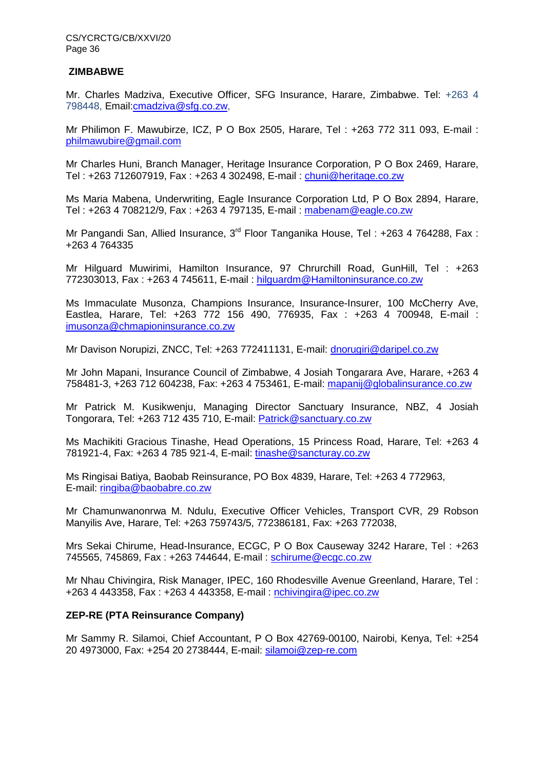**ZIMBABWE**

Mr. Charles Madziva, Executive Officer, SFG Insurance, Harare, Zimbabwe. Tel: +263 4 798448, Email:cmadziva@sfg.co.zw,

Mr Philimon F. Mawubirze, ICZ, P O Box 2505, Harare, Tel : +263 772 311 093, E-mail : philmawubire@gmail.com

Mr Charles Huni, Branch Manager, Heritage Insurance Corporation, P O Box 2469, Harare, Tel : +263 712607919, Fax : +263 4 302498, E-mail : chuni@heritage.co.zw

Ms Maria Mabena, Underwriting, Eagle Insurance Corporation Ltd, P O Box 2894, Harare, Tel : +263 4 708212/9, Fax : +263 4 797135, E-mail : mabenam@eagle.co.zw

Mr Pangandi San, Allied Insurance, 3rd Floor Tanganika House, Tel : +263 4 764288, Fax : +263 4 764335

Mr Hilguard Muwirimi, Hamilton Insurance, 97 Chrurchill Road, GunHill, Tel : +263 772303013, Fax : +263 4 745611, E-mail : hilguardm@Hamiltoninsurance.co.zw

Ms Immaculate Musonza, Champions Insurance, Insurance-Insurer, 100 McCherry Ave, Eastlea, Harare, Tel: +263 772 156 490, 776935, Fax : +263 4 700948, E-mail : imusonza@chmapioninsurance.co.zw

Mr Davison Norupizi, ZNCC, Tel: +263 772411131, E-mail: dnorugiri@daripel.co.zw

Mr John Mapani, Insurance Council of Zimbabwe, 4 Josiah Tongarara Ave, Harare, +263 4 758481-3, +263 712 604238, Fax: +263 4 753461, E-mail: mapanij@globalinsurance.co.zw

Mr Patrick M. Kusikwenju, Managing Director Sanctuary Insurance, NBZ, 4 Josiah Tongorara, Tel: +263 712 435 710, E-mail: Patrick@sanctuary.co.zw

Ms Machikiti Gracious Tinashe, Head Operations, 15 Princess Road, Harare, Tel: +263 4 781921-4, Fax: +263 4 785 921-4, E-mail: tinashe@sancturay.co.zw

Ms Ringisai Batiya, Baobab Reinsurance, PO Box 4839, Harare, Tel: +263 4 772963, E-mail: ringiba@baobabre.co.zw

Mr Chamunwanonrwa M. Ndulu, Executive Officer Vehicles, Transport CVR, 29 Robson Manyilis Ave, Harare, Tel: +263 759743/5, 772386181, Fax: +263 772038,

Mrs Sekai Chirume, Head-Insurance, ECGC, P O Box Causeway 3242 Harare, Tel : +263 745565, 745869, Fax : +263 744644, E-mail : schirume@ecgc.co.zw

Mr Nhau Chivingira, Risk Manager, IPEC, 160 Rhodesville Avenue Greenland, Harare, Tel : +263 4 443358, Fax : +263 4 443358, E-mail : nchivingira@ipec.co.zw

**ZEP-RE (PTA Reinsurance Company)**

Mr Sammy R. Silamoi, Chief Accountant, P O Box 42769-00100, Nairobi, Kenya, Tel: +254 20 4973000, Fax: +254 20 2738444, E-mail: silamoi@zep-re.com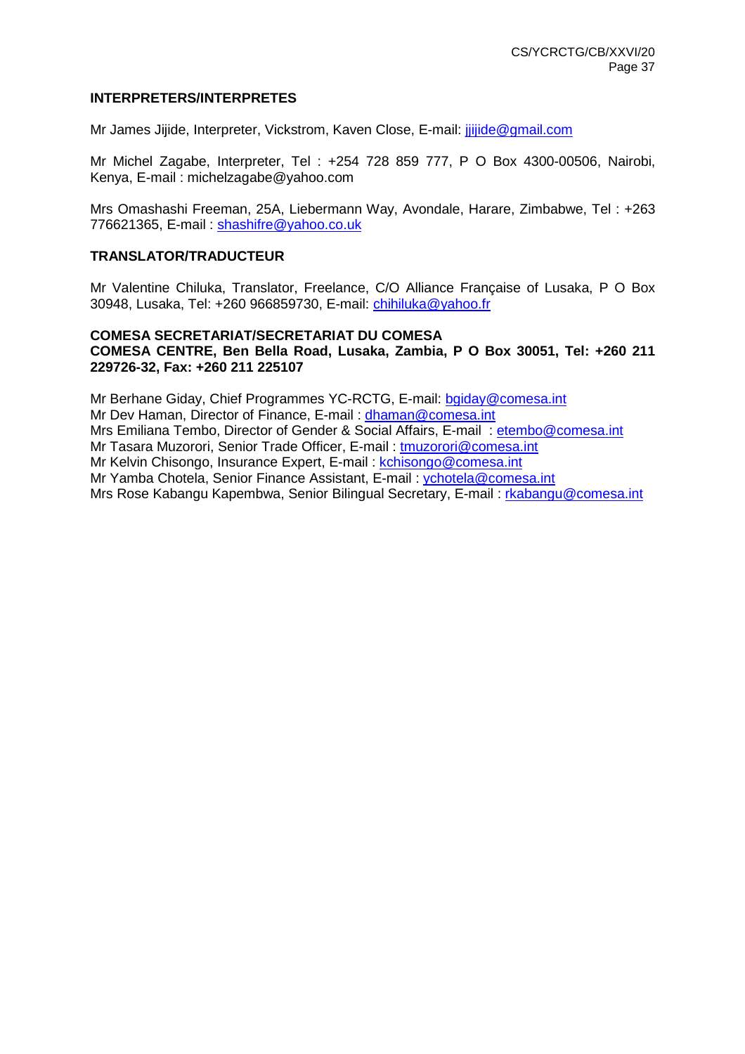**INTERPRETERS/INTERPRETES**

Mr James Jijide, Interpreter, Vickstrom, Kaven Close, E-mail: jjijide@gmail.com

Mr Michel Zagabe, Interpreter, Tel : +254 728 859 777, P O Box 4300-00506, Nairobi, Kenya, E-mail : michelzagabe@yahoo.com

Mrs Omashashi Freeman, 25A, Liebermann Way, Avondale, Harare, Zimbabwe, Tel : +263 776621365, E-mail : shashifre@yahoo.co.uk

**TRANSLATOR/TRADUCTEUR**

Mr Valentine Chiluka, Translator, Freelance, C/O Alliance Française of Lusaka, P O Box 30948, Lusaka, Tel: +260 966859730, E-mail: chihiluka@yahoo.fr

**COMESA SECRETARIAT/SECRETARIAT DU COMESA**
**COMESA CENTRE, Ben Bella Road, Lusaka, Zambia, P O Box 30051, Tel: +260 211 229726-32, Fax: +260 211 225107**

Mr Berhane Giday, Chief Programmes YC-RCTG, E-mail: bgiday@comesa.int
Mr Dev Haman, Director of Finance, E-mail : dhaman@comesa.int
Mrs Emiliana Tembo, Director of Gender & Social Affairs, E-mail : etembo@comesa.int
Mr Tasara Muzorori, Senior Trade Officer, E-mail : tmuzorori@comesa.int
Mr Kelvin Chisongo, Insurance Expert, E-mail : kchisongo@comesa.int
Mr Yamba Chotela, Senior Finance Assistant, E-mail : ychotela@comesa.int
Mrs Rose Kabangu Kapembwa, Senior Bilingual Secretary, E-mail : rkabangu@comesa.int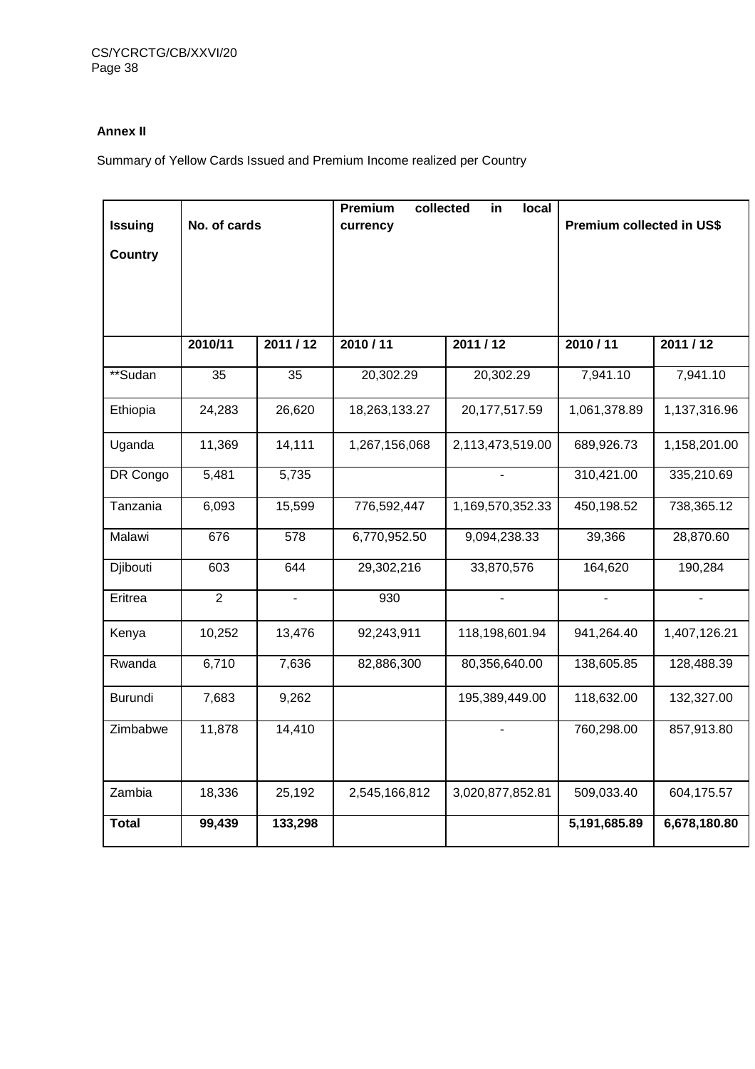**Annex II**

Summary of Yellow Cards Issued and Premium Income realized per Country

| Issuing Country | No. of cards | | Premium collected in local currency | | Premium collected in US$ | |
|---|---|---|---|---|---|---|
| | 2010/11 | 2011 / 12 | 2010 / 11 | 2011 / 12 | 2010 / 11 | 2011 / 12 |
| **Sudan | 35 | 35 | 20,302.29 | 20,302.29 | 7,941.10 | 7,941.10 |
| Ethiopia | 24,283 | 26,620 | 18,263,133.27 | 20,177,517.59 | 1,061,378.89 | 1,137,316.96 |
| Uganda | 11,369 | 14,111 | 1,267,156,068 | 2,113,473,519.00 | 689,926.73 | 1,158,201.00 |
| DR Congo | 5,481 | 5,735 | | - | 310,421.00 | 335,210.69 |
| Tanzania | 6,093 | 15,599 | 776,592,447 | 1,169,570,352.33 | 450,198.52 | 738,365.12 |
| Malawi | 676 | 578 | 6,770,952.50 | 9,094,238.33 | 39,366 | 28,870.60 |
| Djibouti | 603 | 644 | 29,302,216 | 33,870,576 | 164,620 | 190,284 |
| Eritrea | 2 | - | 930 | - | - | - |
| Kenya | 10,252 | 13,476 | 92,243,911 | 118,198,601.94 | 941,264.40 | 1,407,126.21 |
| Rwanda | 6,710 | 7,636 | 82,886,300 | 80,356,640.00 | 138,605.85 | 128,488.39 |
| Burundi | 7,683 | 9,262 | | 195,389,449.00 | 118,632.00 | 132,327.00 |
| Zimbabwe | 11,878 | 14,410 | | - | 760,298.00 | 857,913.80 |
| Zambia | 18,336 | 25,192 | 2,545,166,812 | 3,020,877,852.81 | 509,033.40 | 604,175.57 |
| **Total** | **99,439** | **133,298** | | | **5,191,685.89** | **6,678,180.80** |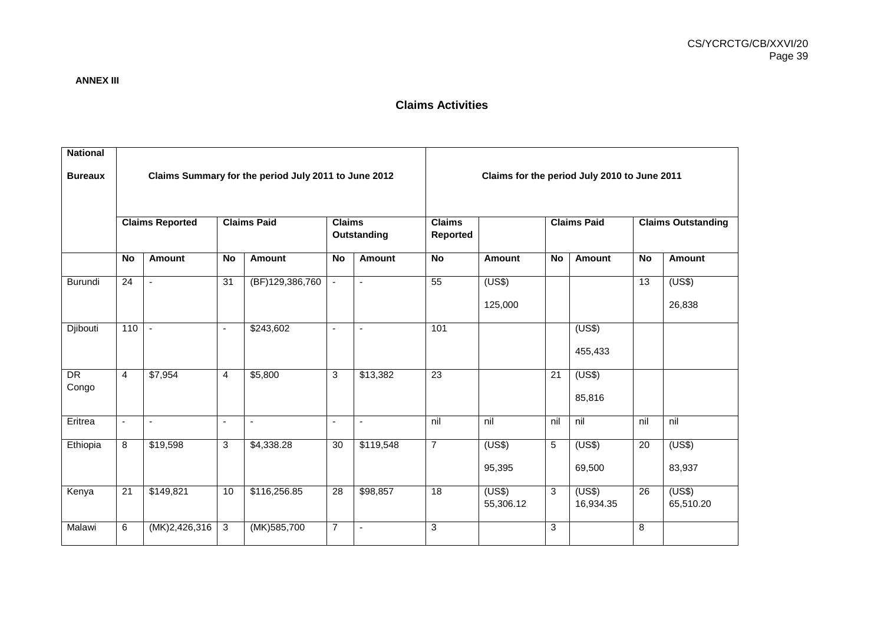**ANNEX III**

## Claims Activities

| National Bureaux | Claims Summary for the period July 2011 to June 2012 | | | | | | Claims for the period July 2010 to June 2011 | | | | | |
|---|---|---|---|---|---|---|---|---|---|---|---|---|
| | Claims Reported | | Claims Paid | | Claims Outstanding | | Claims Reported | | Claims Paid | | Claims Outstanding | |
| | No | Amount | No | Amount | No | Amount | No | Amount | No | Amount | No | Amount |
| Burundi | 24 | - | 31 | (BF)129,386,760 | - | - | 55 | (US$) 125,000 | | | 13 | (US$) 26,838 |
| Djibouti | 110 | - | - | $243,602 | - | - | 101 | | | (US$) 455,433 | | |
| DR Congo | 4 | $7,954 | 4 | $5,800 | 3 | $13,382 | 23 | | 21 | (US$) 85,816 | | |
| Eritrea | - | - | - | - | - | - | nil | nil | nil | nil | nil | nil |
| Ethiopia | 8 | $19,598 | 3 | $4,338.28 | 30 | $119,548 | 7 | (US$) 95,395 | 5 | (US$) 69,500 | 20 | (US$) 83,937 |
| Kenya | 21 | $149,821 | 10 | $116,256.85 | 28 | $98,857 | 18 | (US$) 55,306.12 | 3 | (US$) 16,934.35 | 26 | (US$) 65,510.20 |
| Malawi | 6 | (MK)2,426,316 | 3 | (MK)585,700 | 7 | - | 3 | | 3 | | 8 | |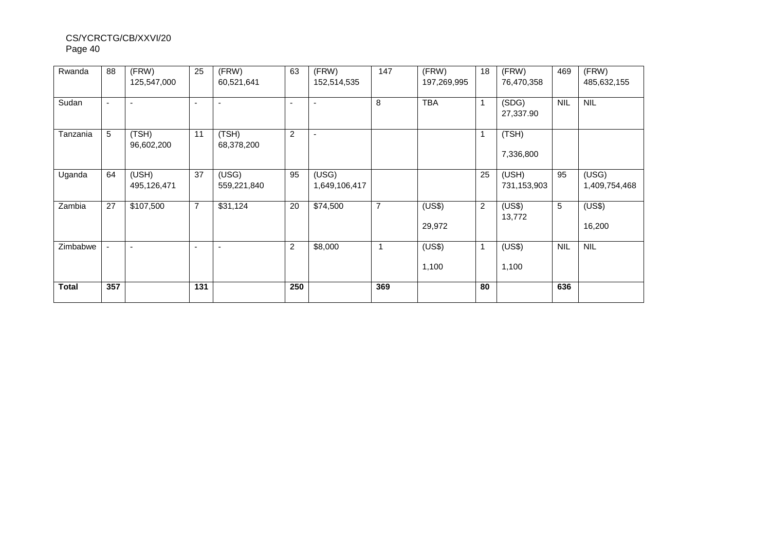| | | | | | | | | | | | | |
|---|---|---|---|---|---|---|---|---|---|---|---|---|
| Rwanda | 88 | (FRW) 125,547,000 | 25 | (FRW) 60,521,641 | 63 | (FRW) 152,514,535 | 147 | (FRW) 197,269,995 | 18 | (FRW) 76,470,358 | 469 | (FRW) 485,632,155 |
| Sudan | - | - | - | - | - | - | 8 | TBA | 1 | (SDG) 27,337.90 | NIL | NIL |
| Tanzania | 5 | (TSH) 96,602,200 | 11 | (TSH) 68,378,200 | 2 | - | | | 1 | (TSH) 7,336,800 | | |
| Uganda | 64 | (USH) 495,126,471 | 37 | (USG) 559,221,840 | 95 | (USG) 1,649,106,417 | | | 25 | (USH) 731,153,903 | 95 | (USG) 1,409,754,468 |
| Zambia | 27 | $107,500 | 7 | $31,124 | 20 | $74,500 | 7 | (US$) 29,972 | 2 | (US$) 13,772 | 5 | (US$) 16,200 |
| Zimbabwe | - | - | - | - | 2 | $8,000 | 1 | (US$) 1,100 | 1 | (US$) 1,100 | NIL | NIL |
| **Total** | **357** | | **131** | | **250** | | **369** | | **80** | | **636** | |